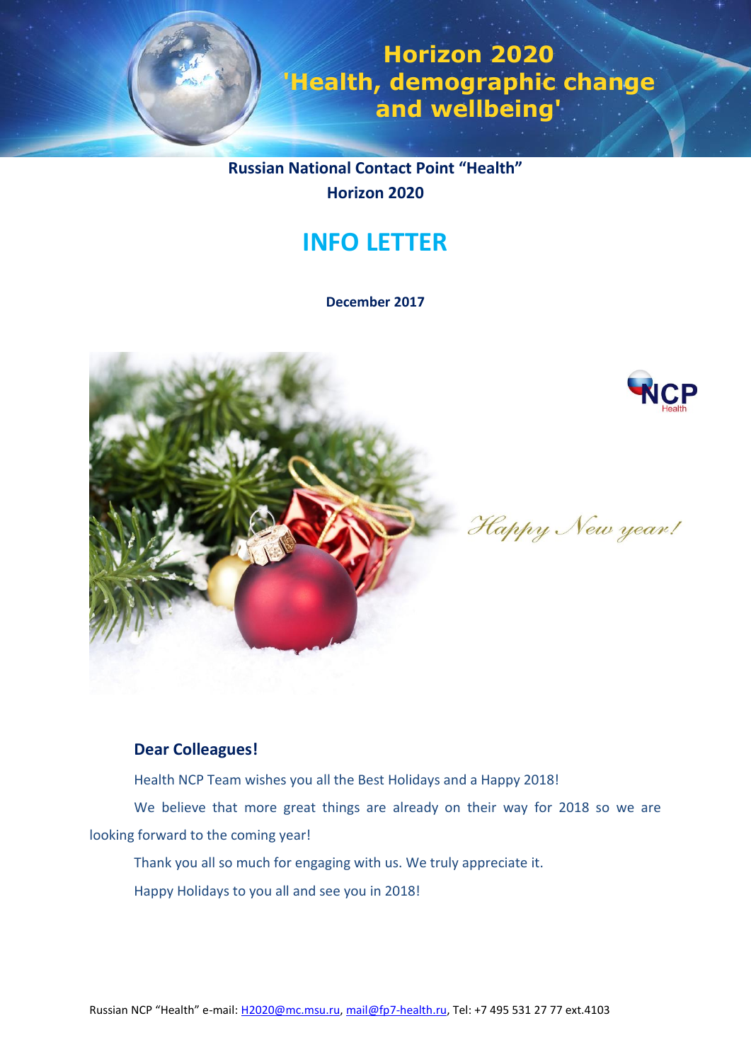# Horizon 2020 'Health, demographic change and wellbeing'

**Russian National Contact Point "Health"**
**Horizon 2020**

## INFO LETTER

**December 2017**

*Happy New year!*

### Dear Colleagues!

Health NCP Team wishes you all the Best Holidays and a Happy 2018!

We believe that more great things are already on their way for 2018 so we are looking forward to the coming year!

Thank you all so much for engaging with us. We truly appreciate it.

Happy Holidays to you all and see you in 2018!

Russian NCP "Health" e-mail: H2020@mc.msu.ru, mail@fp7-health.ru, Tel: +7 495 531 27 77 ext.4103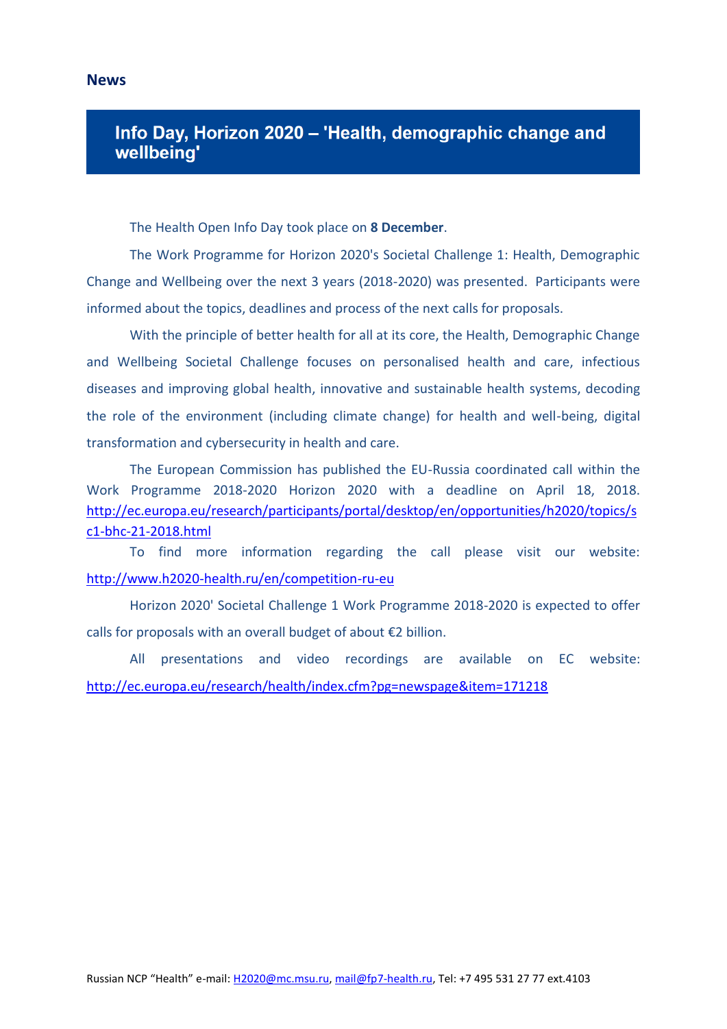## News

### Info Day, Horizon 2020 – 'Health, demographic change and wellbeing'

The Health Open Info Day took place on **8 December**.

The Work Programme for Horizon 2020's Societal Challenge 1: Health, Demographic Change and Wellbeing over the next 3 years (2018-2020) was presented. Participants were informed about the topics, deadlines and process of the next calls for proposals.

With the principle of better health for all at its core, the Health, Demographic Change and Wellbeing Societal Challenge focuses on personalised health and care, infectious diseases and improving global health, innovative and sustainable health systems, decoding the role of the environment (including climate change) for health and well-being, digital transformation and cybersecurity in health and care.

The European Commission has published the EU-Russia coordinated call within the Work Programme 2018-2020 Horizon 2020 with a deadline on April 18, 2018. http://ec.europa.eu/research/participants/portal/desktop/en/opportunities/h2020/topics/sc1-bhc-21-2018.html

To find more information regarding the call please visit our website: http://www.h2020-health.ru/en/competition-ru-eu

Horizon 2020' Societal Challenge 1 Work Programme 2018-2020 is expected to offer calls for proposals with an overall budget of about €2 billion.

All presentations and video recordings are available on EC website: http://ec.europa.eu/research/health/index.cfm?pg=newspage&item=171218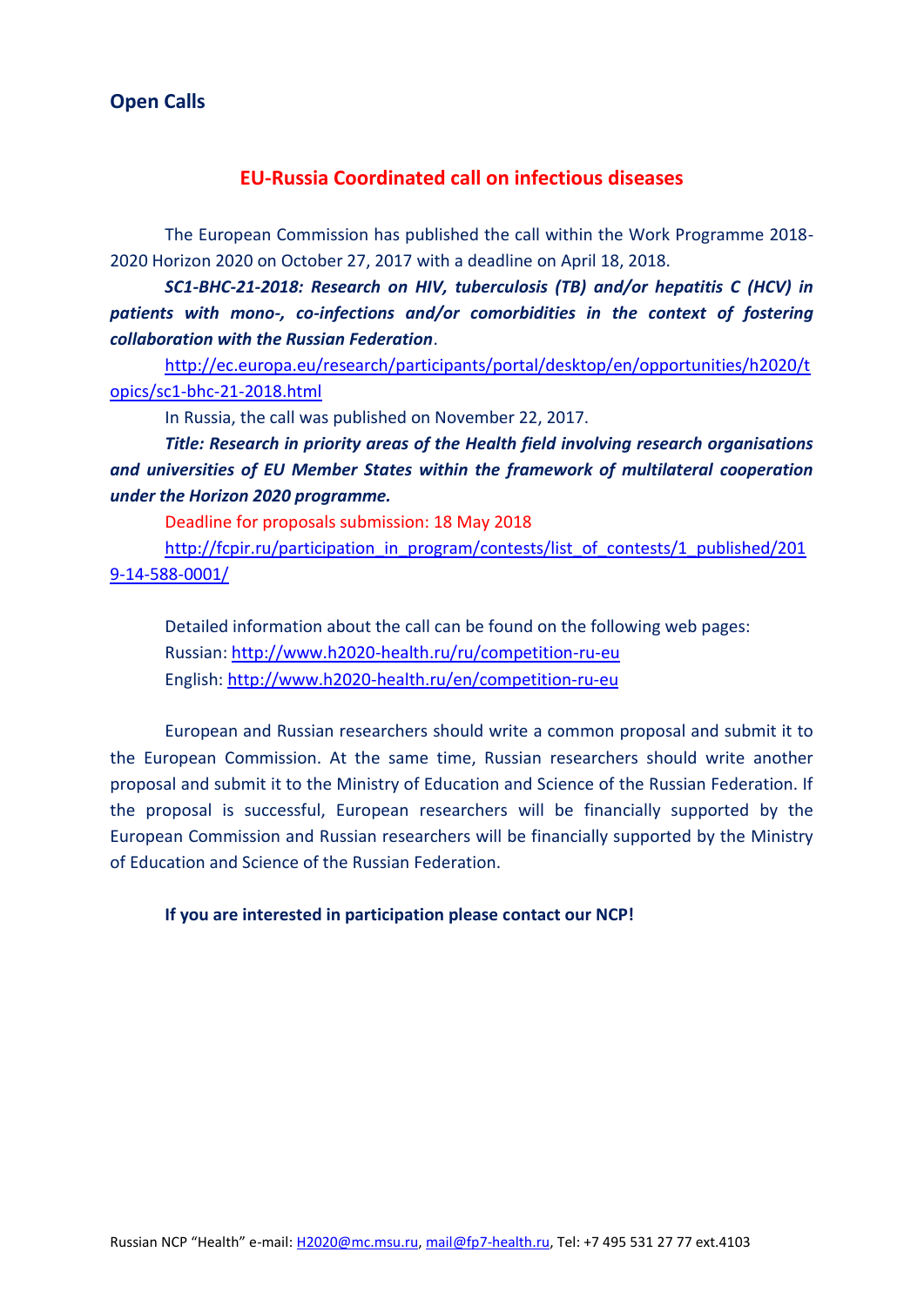## Open Calls

### EU-Russia Coordinated call on infectious diseases

The European Commission has published the call within the Work Programme 2018-2020 Horizon 2020 on October 27, 2017 with a deadline on April 18, 2018.

***SC1-BHC-21-2018: Research on HIV, tuberculosis (TB) and/or hepatitis C (HCV) in patients with mono-, co-infections and/or comorbidities in the context of fostering collaboration with the Russian Federation***.

http://ec.europa.eu/research/participants/portal/desktop/en/opportunities/h2020/topics/sc1-bhc-21-2018.html

In Russia, the call was published on November 22, 2017.

***Title: Research in priority areas of the Health field involving research organisations and universities of EU Member States within the framework of multilateral cooperation under the Horizon 2020 programme.***

Deadline for proposals submission: 18 May 2018

http://fcpir.ru/participation_in_program/contests/list_of_contests/1_published/2019-14-588-0001/

Detailed information about the call can be found on the following web pages:
Russian: http://www.h2020-health.ru/ru/competition-ru-eu
English: http://www.h2020-health.ru/en/competition-ru-eu

European and Russian researchers should write a common proposal and submit it to the European Commission. At the same time, Russian researchers should write another proposal and submit it to the Ministry of Education and Science of the Russian Federation. If the proposal is successful, European researchers will be financially supported by the European Commission and Russian researchers will be financially supported by the Ministry of Education and Science of the Russian Federation.

**If you are interested in participation please contact our NCP!**

Russian NCP “Health” e-mail: H2020@mc.msu.ru, mail@fp7-health.ru, Tel: +7 495 531 27 77 ext.4103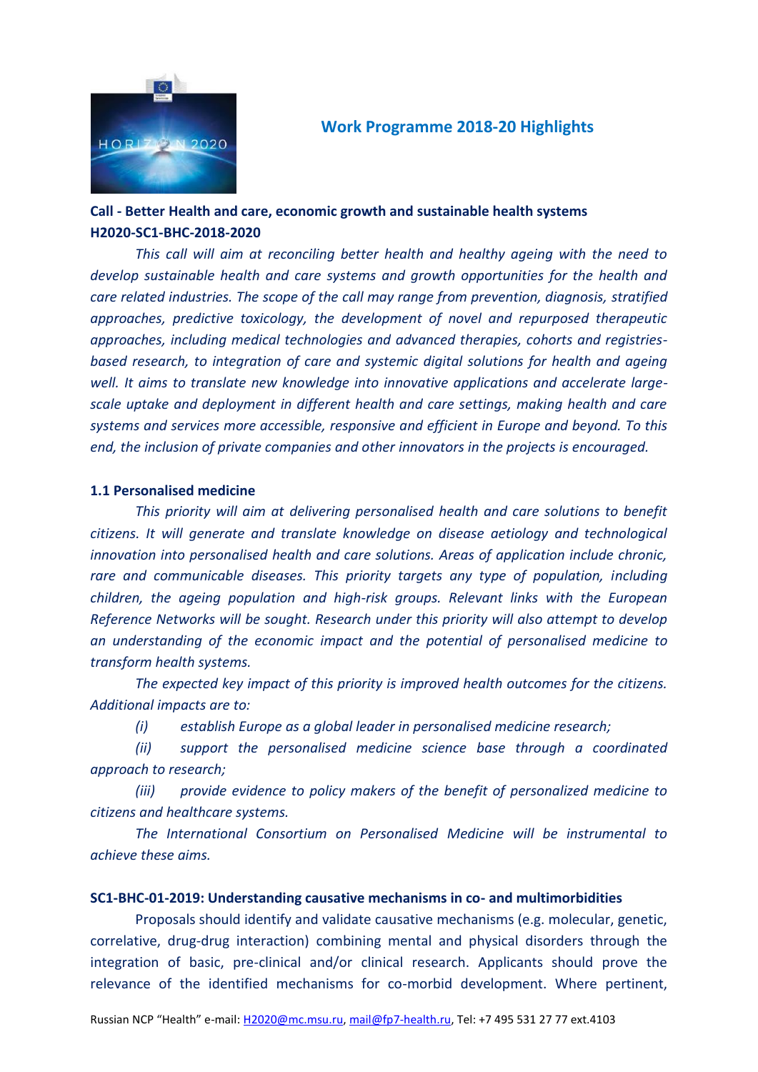## Work Programme 2018-20 Highlights

**Call - Better Health and care, economic growth and sustainable health systems H2020-SC1-BHC-2018-2020**

*This call will aim at reconciling better health and healthy ageing with the need to develop sustainable health and care systems and growth opportunities for the health and care related industries. The scope of the call may range from prevention, diagnosis, stratified approaches, predictive toxicology, the development of novel and repurposed therapeutic approaches, including medical technologies and advanced therapies, cohorts and registries-based research, to integration of care and systemic digital solutions for health and ageing well. It aims to translate new knowledge into innovative applications and accelerate large-scale uptake and deployment in different health and care settings, making health and care systems and services more accessible, responsive and efficient in Europe and beyond. To this end, the inclusion of private companies and other innovators in the projects is encouraged.*

**1.1 Personalised medicine**

*This priority will aim at delivering personalised health and care solutions to benefit citizens. It will generate and translate knowledge on disease aetiology and technological innovation into personalised health and care solutions. Areas of application include chronic, rare and communicable diseases. This priority targets any type of population, including children, the ageing population and high-risk groups. Relevant links with the European Reference Networks will be sought. Research under this priority will also attempt to develop an understanding of the economic impact and the potential of personalised medicine to transform health systems.*

*The expected key impact of this priority is improved health outcomes for the citizens. Additional impacts are to:*

*(i) establish Europe as a global leader in personalised medicine research;*

*(ii) support the personalised medicine science base through a coordinated approach to research;*

*(iii) provide evidence to policy makers of the benefit of personalized medicine to citizens and healthcare systems.*

*The International Consortium on Personalised Medicine will be instrumental to achieve these aims.*

**SC1-BHC-01-2019: Understanding causative mechanisms in co- and multimorbidities**

Proposals should identify and validate causative mechanisms (e.g. molecular, genetic, correlative, drug-drug interaction) combining mental and physical disorders through the integration of basic, pre-clinical and/or clinical research. Applicants should prove the relevance of the identified mechanisms for co-morbid development. Where pertinent,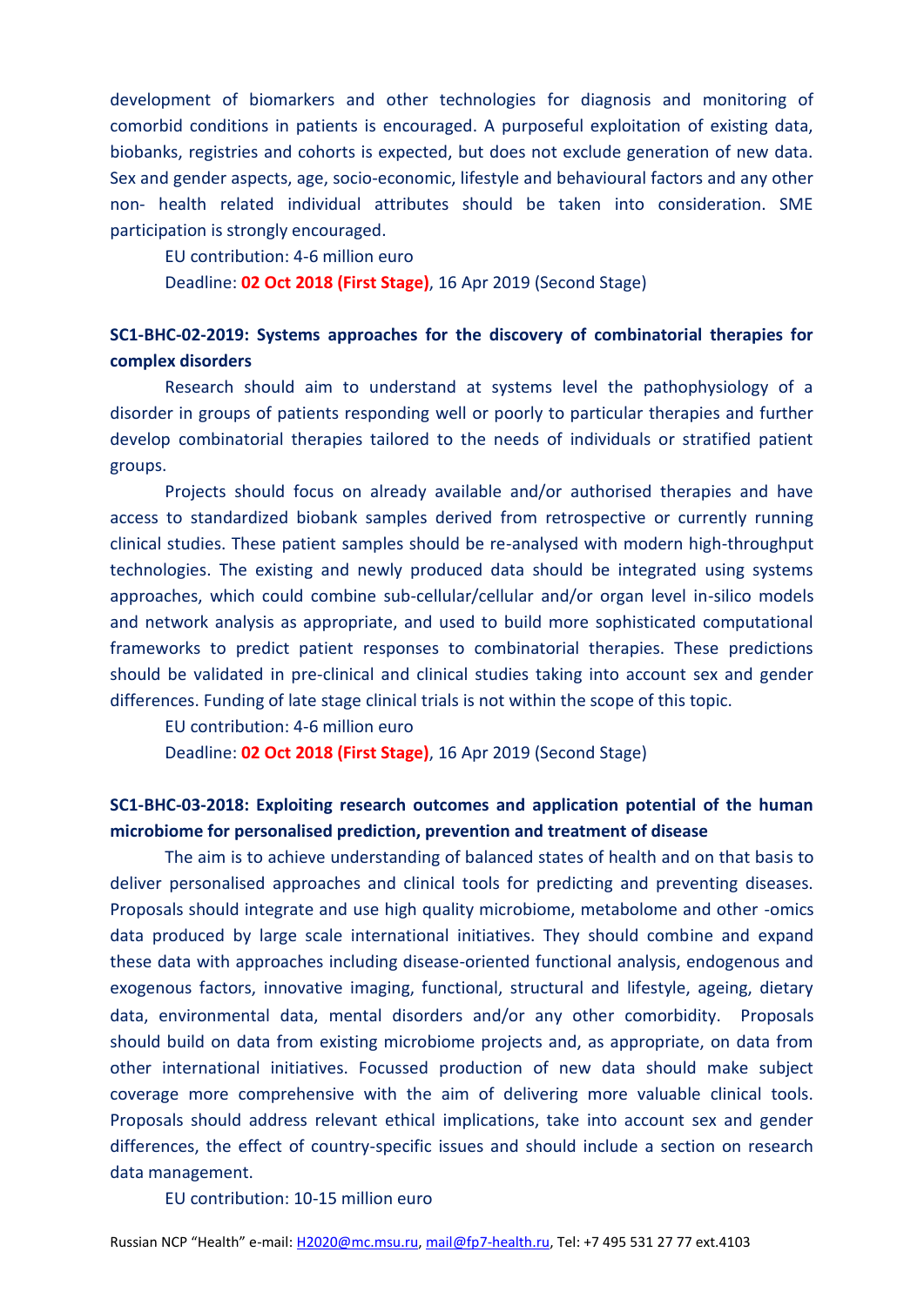development of biomarkers and other technologies for diagnosis and monitoring of comorbid conditions in patients is encouraged. A purposeful exploitation of existing data, biobanks, registries and cohorts is expected, but does not exclude generation of new data. Sex and gender aspects, age, socio-economic, lifestyle and behavioural factors and any other non- health related individual attributes should be taken into consideration. SME participation is strongly encouraged.

EU contribution: 4-6 million euro

Deadline: **02 Oct 2018 (First Stage)**, 16 Apr 2019 (Second Stage)

**SC1-BHC-02-2019: Systems approaches for the discovery of combinatorial therapies for complex disorders**

Research should aim to understand at systems level the pathophysiology of a disorder in groups of patients responding well or poorly to particular therapies and further develop combinatorial therapies tailored to the needs of individuals or stratified patient groups.

Projects should focus on already available and/or authorised therapies and have access to standardized biobank samples derived from retrospective or currently running clinical studies. These patient samples should be re-analysed with modern high-throughput technologies. The existing and newly produced data should be integrated using systems approaches, which could combine sub-cellular/cellular and/or organ level in-silico models and network analysis as appropriate, and used to build more sophisticated computational frameworks to predict patient responses to combinatorial therapies. These predictions should be validated in pre-clinical and clinical studies taking into account sex and gender differences. Funding of late stage clinical trials is not within the scope of this topic.

EU contribution: 4-6 million euro

Deadline: **02 Oct 2018 (First Stage)**, 16 Apr 2019 (Second Stage)

**SC1-BHC-03-2018: Exploiting research outcomes and application potential of the human microbiome for personalised prediction, prevention and treatment of disease**

The aim is to achieve understanding of balanced states of health and on that basis to deliver personalised approaches and clinical tools for predicting and preventing diseases. Proposals should integrate and use high quality microbiome, metabolome and other -omics data produced by large scale international initiatives. They should combine and expand these data with approaches including disease-oriented functional analysis, endogenous and exogenous factors, innovative imaging, functional, structural and lifestyle, ageing, dietary data, environmental data, mental disorders and/or any other comorbidity. Proposals should build on data from existing microbiome projects and, as appropriate, on data from other international initiatives. Focussed production of new data should make subject coverage more comprehensive with the aim of delivering more valuable clinical tools. Proposals should address relevant ethical implications, take into account sex and gender differences, the effect of country-specific issues and should include a section on research data management.

EU contribution: 10-15 million euro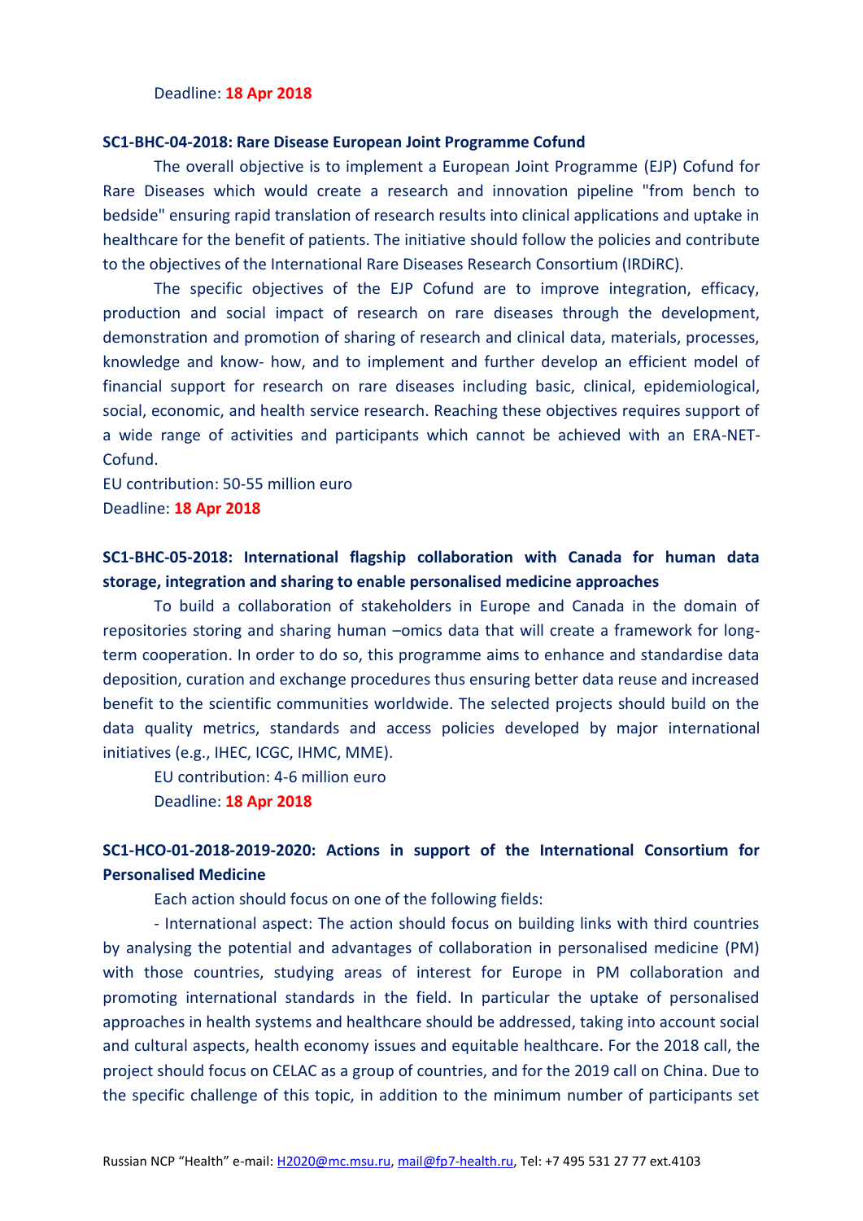Deadline: **18 Apr 2018**

**SC1-BHC-04-2018: Rare Disease European Joint Programme Cofund**

The overall objective is to implement a European Joint Programme (EJP) Cofund for Rare Diseases which would create a research and innovation pipeline "from bench to bedside" ensuring rapid translation of research results into clinical applications and uptake in healthcare for the benefit of patients. The initiative should follow the policies and contribute to the objectives of the International Rare Diseases Research Consortium (IRDiRC).

The specific objectives of the EJP Cofund are to improve integration, efficacy, production and social impact of research on rare diseases through the development, demonstration and promotion of sharing of research and clinical data, materials, processes, knowledge and know- how, and to implement and further develop an efficient model of financial support for research on rare diseases including basic, clinical, epidemiological, social, economic, and health service research. Reaching these objectives requires support of a wide range of activities and participants which cannot be achieved with an ERA-NET-Cofund.

EU contribution: 50-55 million euro
Deadline: **18 Apr 2018**

**SC1-BHC-05-2018: International flagship collaboration with Canada for human data storage, integration and sharing to enable personalised medicine approaches**

To build a collaboration of stakeholders in Europe and Canada in the domain of repositories storing and sharing human –omics data that will create a framework for long-term cooperation. In order to do so, this programme aims to enhance and standardise data deposition, curation and exchange procedures thus ensuring better data reuse and increased benefit to the scientific communities worldwide. The selected projects should build on the data quality metrics, standards and access policies developed by major international initiatives (e.g., IHEC, ICGC, IHMC, MME).

EU contribution: 4-6 million euro

Deadline: **18 Apr 2018**

**SC1-HCO-01-2018-2019-2020: Actions in support of the International Consortium for Personalised Medicine**

Each action should focus on one of the following fields:

- International aspect: The action should focus on building links with third countries by analysing the potential and advantages of collaboration in personalised medicine (PM) with those countries, studying areas of interest for Europe in PM collaboration and promoting international standards in the field. In particular the uptake of personalised approaches in health systems and healthcare should be addressed, taking into account social and cultural aspects, health economy issues and equitable healthcare. For the 2018 call, the project should focus on CELAC as a group of countries, and for the 2019 call on China. Due to the specific challenge of this topic, in addition to the minimum number of participants set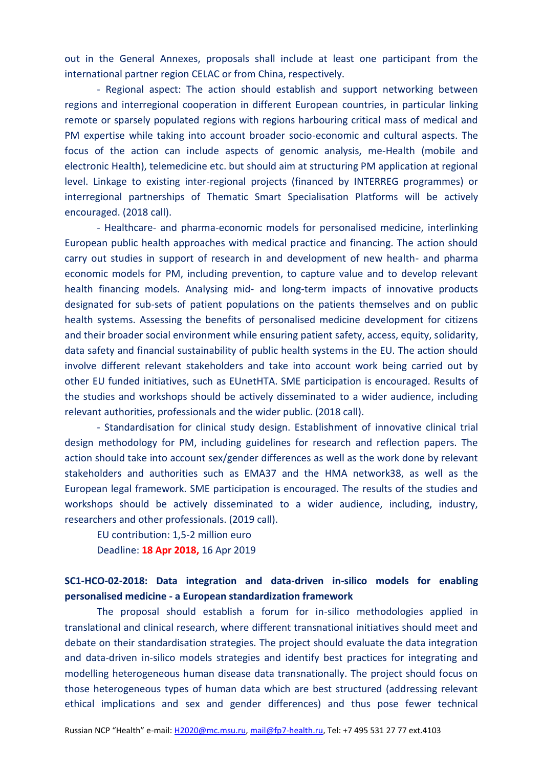out in the General Annexes, proposals shall include at least one participant from the international partner region CELAC or from China, respectively.

- Regional aspect: The action should establish and support networking between regions and interregional cooperation in different European countries, in particular linking remote or sparsely populated regions with regions harbouring critical mass of medical and PM expertise while taking into account broader socio-economic and cultural aspects. The focus of the action can include aspects of genomic analysis, me-Health (mobile and electronic Health), telemedicine etc. but should aim at structuring PM application at regional level. Linkage to existing inter-regional projects (financed by INTERREG programmes) or interregional partnerships of Thematic Smart Specialisation Platforms will be actively encouraged. (2018 call).

- Healthcare- and pharma-economic models for personalised medicine, interlinking European public health approaches with medical practice and financing. The action should carry out studies in support of research in and development of new health- and pharma economic models for PM, including prevention, to capture value and to develop relevant health financing models. Analysing mid- and long-term impacts of innovative products designated for sub-sets of patient populations on the patients themselves and on public health systems. Assessing the benefits of personalised medicine development for citizens and their broader social environment while ensuring patient safety, access, equity, solidarity, data safety and financial sustainability of public health systems in the EU. The action should involve different relevant stakeholders and take into account work being carried out by other EU funded initiatives, such as EUnetHTA. SME participation is encouraged. Results of the studies and workshops should be actively disseminated to a wider audience, including relevant authorities, professionals and the wider public. (2018 call).

- Standardisation for clinical study design. Establishment of innovative clinical trial design methodology for PM, including guidelines for research and reflection papers. The action should take into account sex/gender differences as well as the work done by relevant stakeholders and authorities such as EMA[37] and the HMA network[38], as well as the European legal framework. SME participation is encouraged. The results of the studies and workshops should be actively disseminated to a wider audience, including, industry, researchers and other professionals. (2019 call).

EU contribution: 1,5-2 million euro

Deadline: **18 Apr 2018,** 16 Apr 2019

**SC1-HCO-02-2018: Data integration and data-driven in-silico models for enabling personalised medicine - a European standardization framework**

The proposal should establish a forum for in-silico methodologies applied in translational and clinical research, where different transnational initiatives should meet and debate on their standardisation strategies. The project should evaluate the data integration and data-driven in-silico models strategies and identify best practices for integrating and modelling heterogeneous human disease data transnationally. The project should focus on those heterogeneous types of human data which are best structured (addressing relevant ethical implications and sex and gender differences) and thus pose fewer technical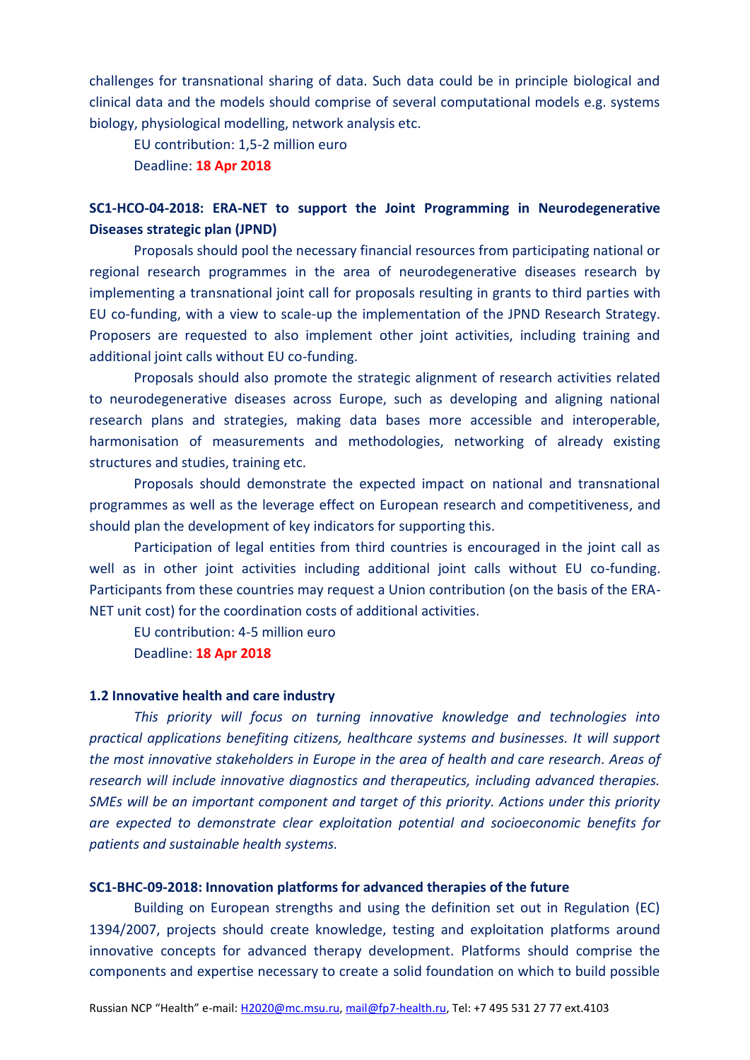challenges for transnational sharing of data. Such data could be in principle biological and clinical data and the models should comprise of several computational models e.g. systems biology, physiological modelling, network analysis etc.

EU contribution: 1,5-2 million euro

Deadline: **18 Apr 2018**

### SC1-HCO-04-2018: ERA-NET to support the Joint Programming in Neurodegenerative Diseases strategic plan (JPND)

Proposals should pool the necessary financial resources from participating national or regional research programmes in the area of neurodegenerative diseases research by implementing a transnational joint call for proposals resulting in grants to third parties with EU co-funding, with a view to scale-up the implementation of the JPND Research Strategy. Proposers are requested to also implement other joint activities, including training and additional joint calls without EU co-funding.

Proposals should also promote the strategic alignment of research activities related to neurodegenerative diseases across Europe, such as developing and aligning national research plans and strategies, making data bases more accessible and interoperable, harmonisation of measurements and methodologies, networking of already existing structures and studies, training etc.

Proposals should demonstrate the expected impact on national and transnational programmes as well as the leverage effect on European research and competitiveness, and should plan the development of key indicators for supporting this.

Participation of legal entities from third countries is encouraged in the joint call as well as in other joint activities including additional joint calls without EU co-funding. Participants from these countries may request a Union contribution (on the basis of the ERA-NET unit cost) for the coordination costs of additional activities.

EU contribution: 4-5 million euro

Deadline: **18 Apr 2018**

### 1.2 Innovative health and care industry

*This priority will focus on turning innovative knowledge and technologies into practical applications benefiting citizens, healthcare systems and businesses. It will support the most innovative stakeholders in Europe in the area of health and care research. Areas of research will include innovative diagnostics and therapeutics, including advanced therapies. SMEs will be an important component and target of this priority. Actions under this priority are expected to demonstrate clear exploitation potential and socioeconomic benefits for patients and sustainable health systems.*

### SC1-BHC-09-2018: Innovation platforms for advanced therapies of the future

Building on European strengths and using the definition set out in Regulation (EC) 1394/2007, projects should create knowledge, testing and exploitation platforms around innovative concepts for advanced therapy development. Platforms should comprise the components and expertise necessary to create a solid foundation on which to build possible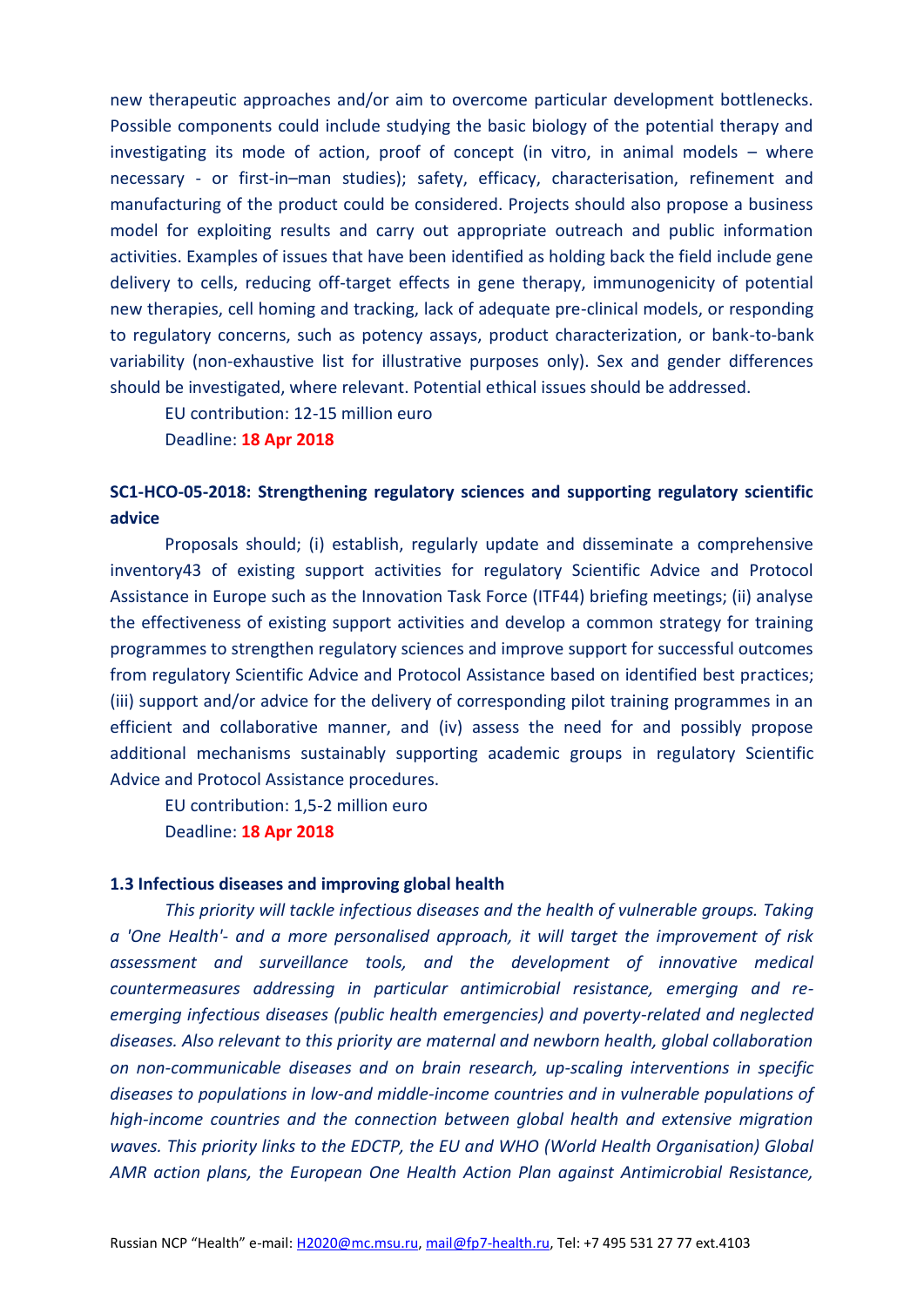new therapeutic approaches and/or aim to overcome particular development bottlenecks. Possible components could include studying the basic biology of the potential therapy and investigating its mode of action, proof of concept (in vitro, in animal models – where necessary - or first-in–man studies); safety, efficacy, characterisation, refinement and manufacturing of the product could be considered. Projects should also propose a business model for exploiting results and carry out appropriate outreach and public information activities. Examples of issues that have been identified as holding back the field include gene delivery to cells, reducing off-target effects in gene therapy, immunogenicity of potential new therapies, cell homing and tracking, lack of adequate pre-clinical models, or responding to regulatory concerns, such as potency assays, product characterization, or bank-to-bank variability (non-exhaustive list for illustrative purposes only). Sex and gender differences should be investigated, where relevant. Potential ethical issues should be addressed.

EU contribution: 12-15 million euro

Deadline: **18 Apr 2018**

### SC1-HCO-05-2018: Strengthening regulatory sciences and supporting regulatory scientific advice

Proposals should; (i) establish, regularly update and disseminate a comprehensive inventory[43] of existing support activities for regulatory Scientific Advice and Protocol Assistance in Europe such as the Innovation Task Force (ITF[44]) briefing meetings; (ii) analyse the effectiveness of existing support activities and develop a common strategy for training programmes to strengthen regulatory sciences and improve support for successful outcomes from regulatory Scientific Advice and Protocol Assistance based on identified best practices; (iii) support and/or advice for the delivery of corresponding pilot training programmes in an efficient and collaborative manner, and (iv) assess the need for and possibly propose additional mechanisms sustainably supporting academic groups in regulatory Scientific Advice and Protocol Assistance procedures.

EU contribution: 1,5-2 million euro

Deadline: **18 Apr 2018**

### 1.3 Infectious diseases and improving global health

*This priority will tackle infectious diseases and the health of vulnerable groups. Taking a 'One Health'- and a more personalised approach, it will target the improvement of risk assessment and surveillance tools, and the development of innovative medical countermeasures addressing in particular antimicrobial resistance, emerging and re-emerging infectious diseases (public health emergencies) and poverty-related and neglected diseases. Also relevant to this priority are maternal and newborn health, global collaboration on non-communicable diseases and on brain research, up-scaling interventions in specific diseases to populations in low-and middle-income countries and in vulnerable populations of high-income countries and the connection between global health and extensive migration waves. This priority links to the EDCTP, the EU and WHO (World Health Organisation) Global AMR action plans, the European One Health Action Plan against Antimicrobial Resistance,*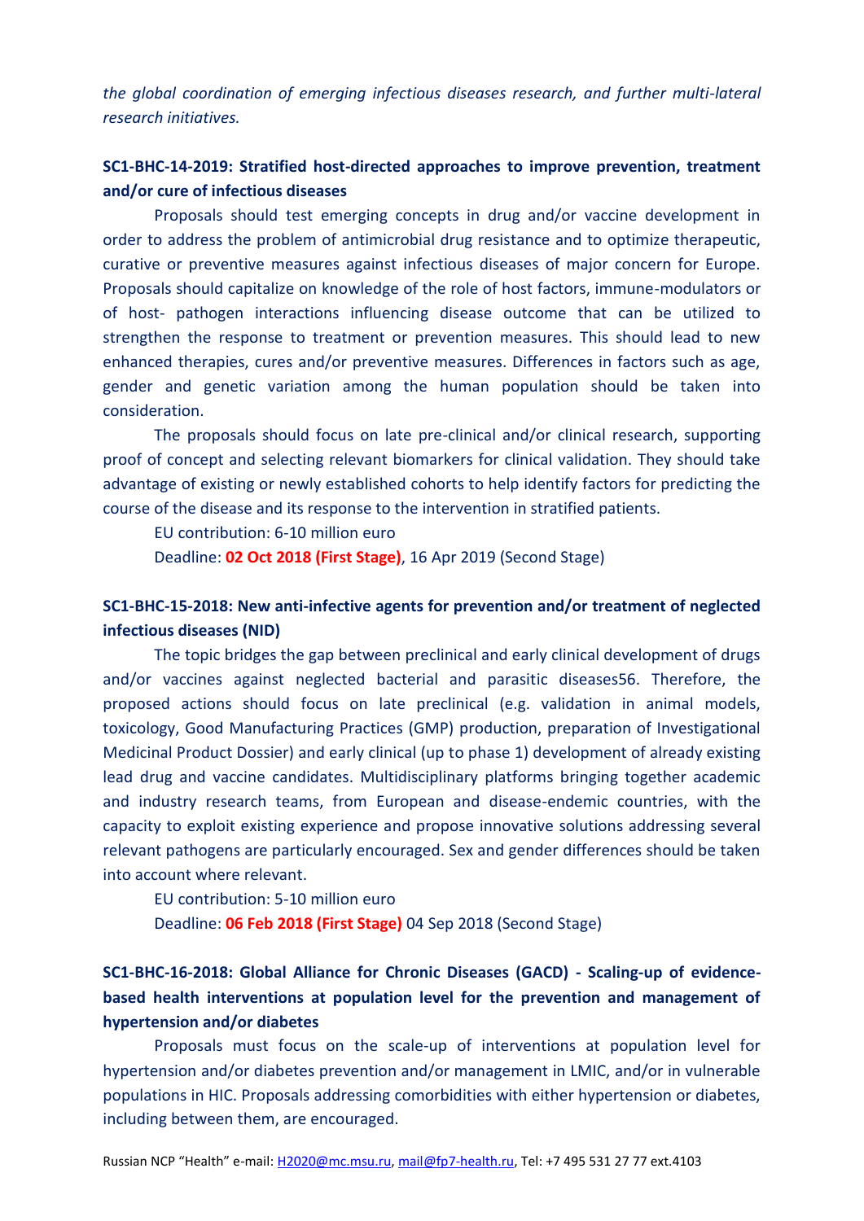*the global coordination of emerging infectious diseases research, and further multi-lateral research initiatives.*

**SC1-BHC-14-2019: Stratified host-directed approaches to improve prevention, treatment and/or cure of infectious diseases**

Proposals should test emerging concepts in drug and/or vaccine development in order to address the problem of antimicrobial drug resistance and to optimize therapeutic, curative or preventive measures against infectious diseases of major concern for Europe. Proposals should capitalize on knowledge of the role of host factors, immune-modulators or of host- pathogen interactions influencing disease outcome that can be utilized to strengthen the response to treatment or prevention measures. This should lead to new enhanced therapies, cures and/or preventive measures. Differences in factors such as age, gender and genetic variation among the human population should be taken into consideration.

The proposals should focus on late pre-clinical and/or clinical research, supporting proof of concept and selecting relevant biomarkers for clinical validation. They should take advantage of existing or newly established cohorts to help identify factors for predicting the course of the disease and its response to the intervention in stratified patients.

EU contribution: 6-10 million euro

Deadline: **02 Oct 2018 (First Stage)**, 16 Apr 2019 (Second Stage)

**SC1-BHC-15-2018: New anti-infective agents for prevention and/or treatment of neglected infectious diseases (NID)**

The topic bridges the gap between preclinical and early clinical development of drugs and/or vaccines against neglected bacterial and parasitic diseases[56]. Therefore, the proposed actions should focus on late preclinical (e.g. validation in animal models, toxicology, Good Manufacturing Practices (GMP) production, preparation of Investigational Medicinal Product Dossier) and early clinical (up to phase 1) development of already existing lead drug and vaccine candidates. Multidisciplinary platforms bringing together academic and industry research teams, from European and disease-endemic countries, with the capacity to exploit existing experience and propose innovative solutions addressing several relevant pathogens are particularly encouraged. Sex and gender differences should be taken into account where relevant.

EU contribution: 5-10 million euro

Deadline: **06 Feb 2018 (First Stage)** 04 Sep 2018 (Second Stage)

**SC1-BHC-16-2018: Global Alliance for Chronic Diseases (GACD) - Scaling-up of evidence-based health interventions at population level for the prevention and management of hypertension and/or diabetes**

Proposals must focus on the scale-up of interventions at population level for hypertension and/or diabetes prevention and/or management in LMIC, and/or in vulnerable populations in HIC. Proposals addressing comorbidities with either hypertension or diabetes, including between them, are encouraged.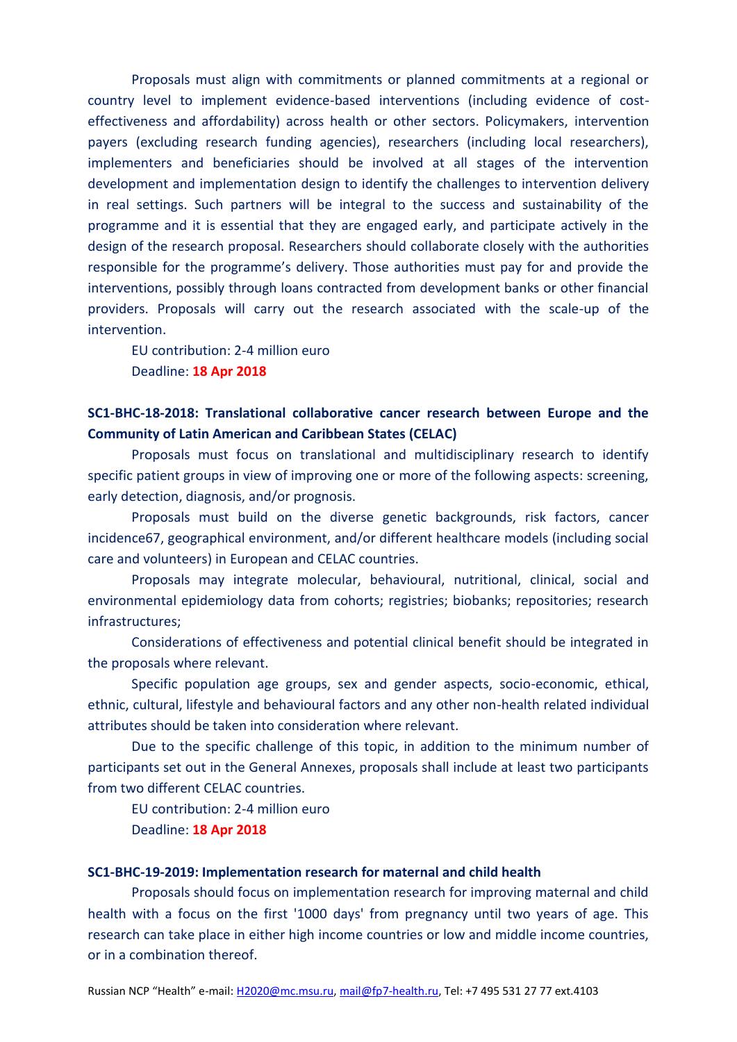Proposals must align with commitments or planned commitments at a regional or country level to implement evidence-based interventions (including evidence of cost-effectiveness and affordability) across health or other sectors. Policymakers, intervention payers (excluding research funding agencies), researchers (including local researchers), implementers and beneficiaries should be involved at all stages of the intervention development and implementation design to identify the challenges to intervention delivery in real settings. Such partners will be integral to the success and sustainability of the programme and it is essential that they are engaged early, and participate actively in the design of the research proposal. Researchers should collaborate closely with the authorities responsible for the programme's delivery. Those authorities must pay for and provide the interventions, possibly through loans contracted from development banks or other financial providers. Proposals will carry out the research associated with the scale-up of the intervention.

EU contribution: 2-4 million euro

Deadline: **18 Apr 2018**

### SC1-BHC-18-2018: Translational collaborative cancer research between Europe and the Community of Latin American and Caribbean States (CELAC)

Proposals must focus on translational and multidisciplinary research to identify specific patient groups in view of improving one or more of the following aspects: screening, early detection, diagnosis, and/or prognosis.

Proposals must build on the diverse genetic backgrounds, risk factors, cancer incidence[67], geographical environment, and/or different healthcare models (including social care and volunteers) in European and CELAC countries.

Proposals may integrate molecular, behavioural, nutritional, clinical, social and environmental epidemiology data from cohorts; registries; biobanks; repositories; research infrastructures;

Considerations of effectiveness and potential clinical benefit should be integrated in the proposals where relevant.

Specific population age groups, sex and gender aspects, socio-economic, ethical, ethnic, cultural, lifestyle and behavioural factors and any other non-health related individual attributes should be taken into consideration where relevant.

Due to the specific challenge of this topic, in addition to the minimum number of participants set out in the General Annexes, proposals shall include at least two participants from two different CELAC countries.

EU contribution: 2-4 million euro

Deadline: **18 Apr 2018**

### SC1-BHC-19-2019: Implementation research for maternal and child health

Proposals should focus on implementation research for improving maternal and child health with a focus on the first '1000 days' from pregnancy until two years of age. This research can take place in either high income countries or low and middle income countries, or in a combination thereof.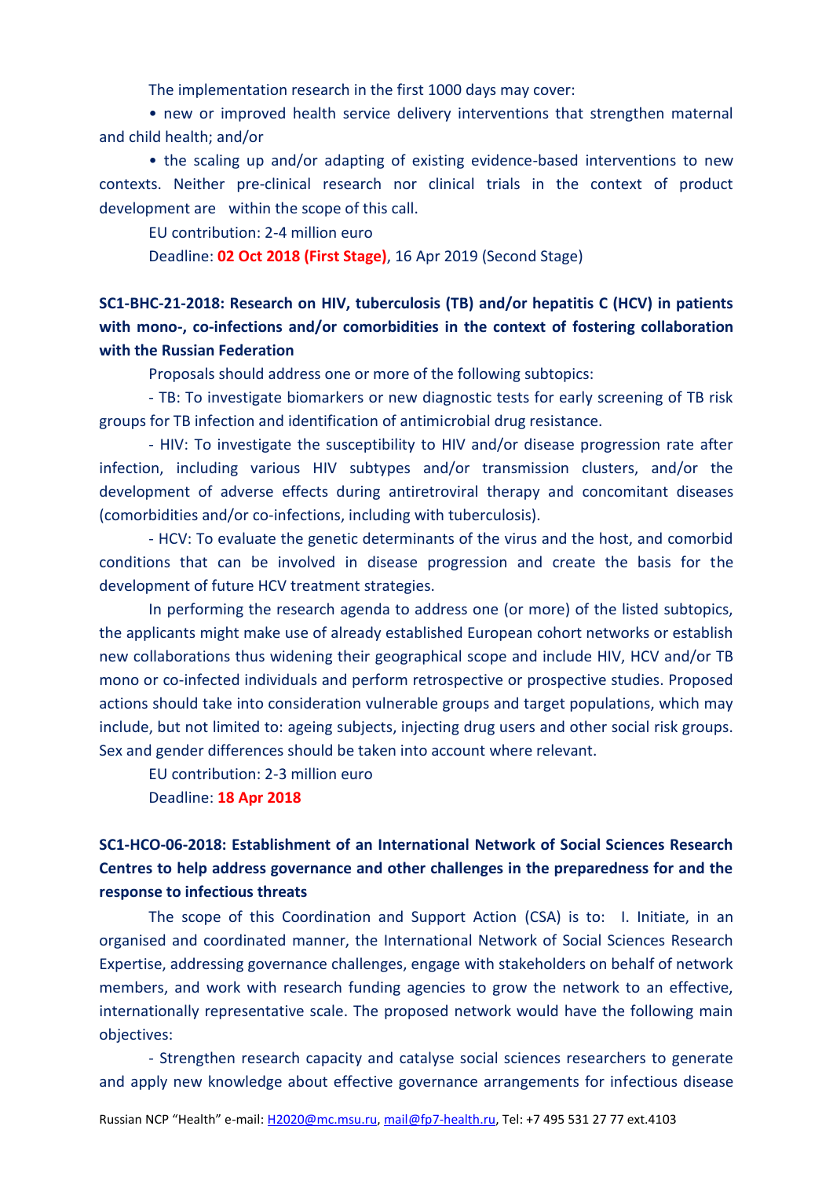The implementation research in the first 1000 days may cover:

• new or improved health service delivery interventions that strengthen maternal and child health; and/or

• the scaling up and/or adapting of existing evidence-based interventions to new contexts. Neither pre-clinical research nor clinical trials in the context of product development are within the scope of this call.

EU contribution: 2-4 million euro

Deadline: **02 Oct 2018 (First Stage)**, 16 Apr 2019 (Second Stage)

### SC1-BHC-21-2018: Research on HIV, tuberculosis (TB) and/or hepatitis C (HCV) in patients with mono-, co-infections and/or comorbidities in the context of fostering collaboration with the Russian Federation

Proposals should address one or more of the following subtopics:

- TB: To investigate biomarkers or new diagnostic tests for early screening of TB risk groups for TB infection and identification of antimicrobial drug resistance.

- HIV: To investigate the susceptibility to HIV and/or disease progression rate after infection, including various HIV subtypes and/or transmission clusters, and/or the development of adverse effects during antiretroviral therapy and concomitant diseases (comorbidities and/or co-infections, including with tuberculosis).

- HCV: To evaluate the genetic determinants of the virus and the host, and comorbid conditions that can be involved in disease progression and create the basis for the development of future HCV treatment strategies.

In performing the research agenda to address one (or more) of the listed subtopics, the applicants might make use of already established European cohort networks or establish new collaborations thus widening their geographical scope and include HIV, HCV and/or TB mono or co-infected individuals and perform retrospective or prospective studies. Proposed actions should take into consideration vulnerable groups and target populations, which may include, but not limited to: ageing subjects, injecting drug users and other social risk groups. Sex and gender differences should be taken into account where relevant.

EU contribution: 2-3 million euro

Deadline: **18 Apr 2018**

### SC1-HCO-06-2018: Establishment of an International Network of Social Sciences Research Centres to help address governance and other challenges in the preparedness for and the response to infectious threats

The scope of this Coordination and Support Action (CSA) is to: I. Initiate, in an organised and coordinated manner, the International Network of Social Sciences Research Expertise, addressing governance challenges, engage with stakeholders on behalf of network members, and work with research funding agencies to grow the network to an effective, internationally representative scale. The proposed network would have the following main objectives:

- Strengthen research capacity and catalyse social sciences researchers to generate and apply new knowledge about effective governance arrangements for infectious disease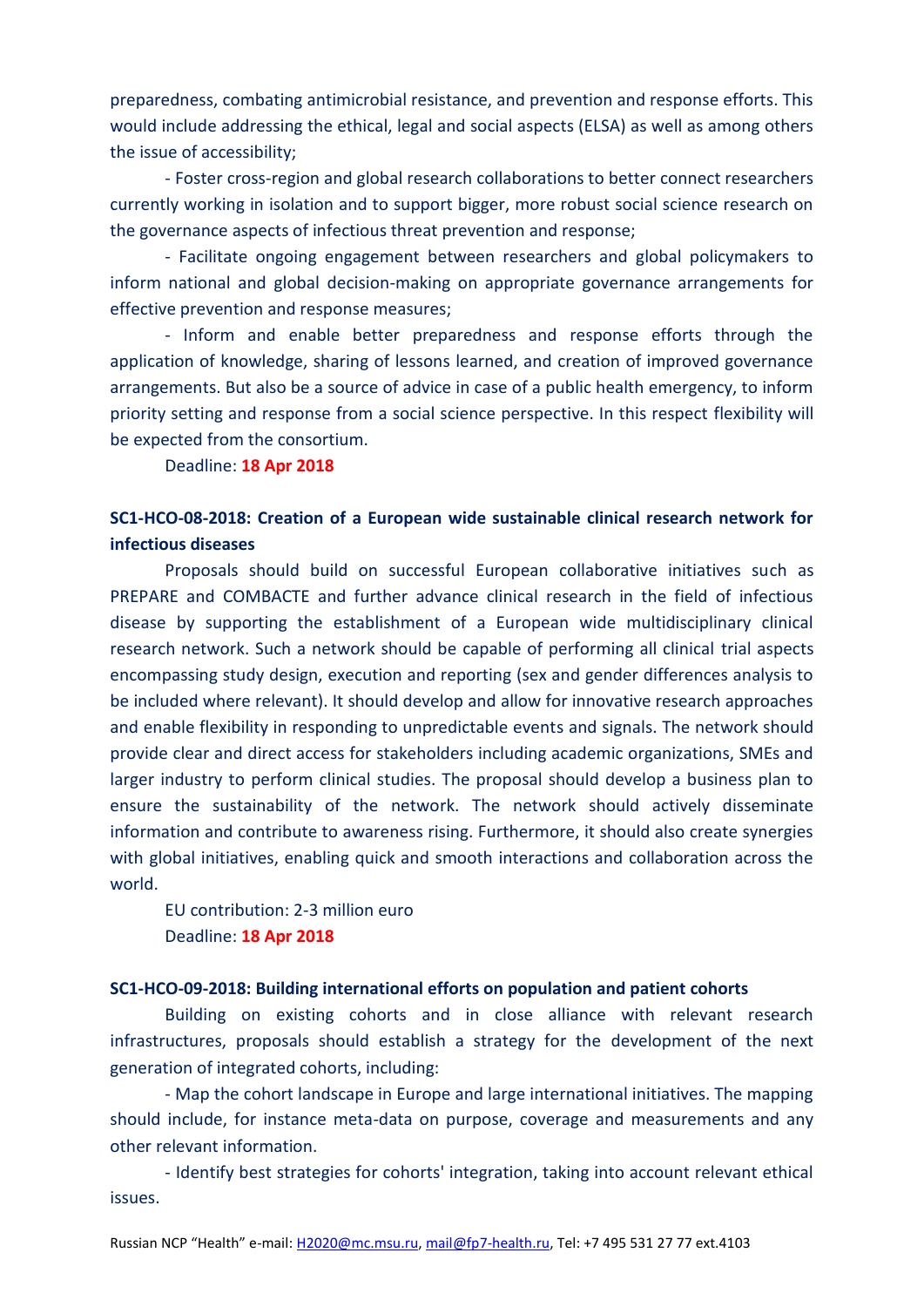preparedness, combating antimicrobial resistance, and prevention and response efforts. This would include addressing the ethical, legal and social aspects (ELSA) as well as among others the issue of accessibility;

- Foster cross-region and global research collaborations to better connect researchers currently working in isolation and to support bigger, more robust social science research on the governance aspects of infectious threat prevention and response;

- Facilitate ongoing engagement between researchers and global policymakers to inform national and global decision-making on appropriate governance arrangements for effective prevention and response measures;

- Inform and enable better preparedness and response efforts through the application of knowledge, sharing of lessons learned, and creation of improved governance arrangements. But also be a source of advice in case of a public health emergency, to inform priority setting and response from a social science perspective. In this respect flexibility will be expected from the consortium.

Deadline: **18 Apr 2018**

### SC1-HCO-08-2018: Creation of a European wide sustainable clinical research network for infectious diseases

Proposals should build on successful European collaborative initiatives such as PREPARE and COMBACTE and further advance clinical research in the field of infectious disease by supporting the establishment of a European wide multidisciplinary clinical research network. Such a network should be capable of performing all clinical trial aspects encompassing study design, execution and reporting (sex and gender differences analysis to be included where relevant). It should develop and allow for innovative research approaches and enable flexibility in responding to unpredictable events and signals. The network should provide clear and direct access for stakeholders including academic organizations, SMEs and larger industry to perform clinical studies. The proposal should develop a business plan to ensure the sustainability of the network. The network should actively disseminate information and contribute to awareness rising. Furthermore, it should also create synergies with global initiatives, enabling quick and smooth interactions and collaboration across the world.

EU contribution: 2-3 million euro
Deadline: **18 Apr 2018**

### SC1-HCO-09-2018: Building international efforts on population and patient cohorts

Building on existing cohorts and in close alliance with relevant research infrastructures, proposals should establish a strategy for the development of the next generation of integrated cohorts, including:

- Map the cohort landscape in Europe and large international initiatives. The mapping should include, for instance meta-data on purpose, coverage and measurements and any other relevant information.

- Identify best strategies for cohorts' integration, taking into account relevant ethical issues.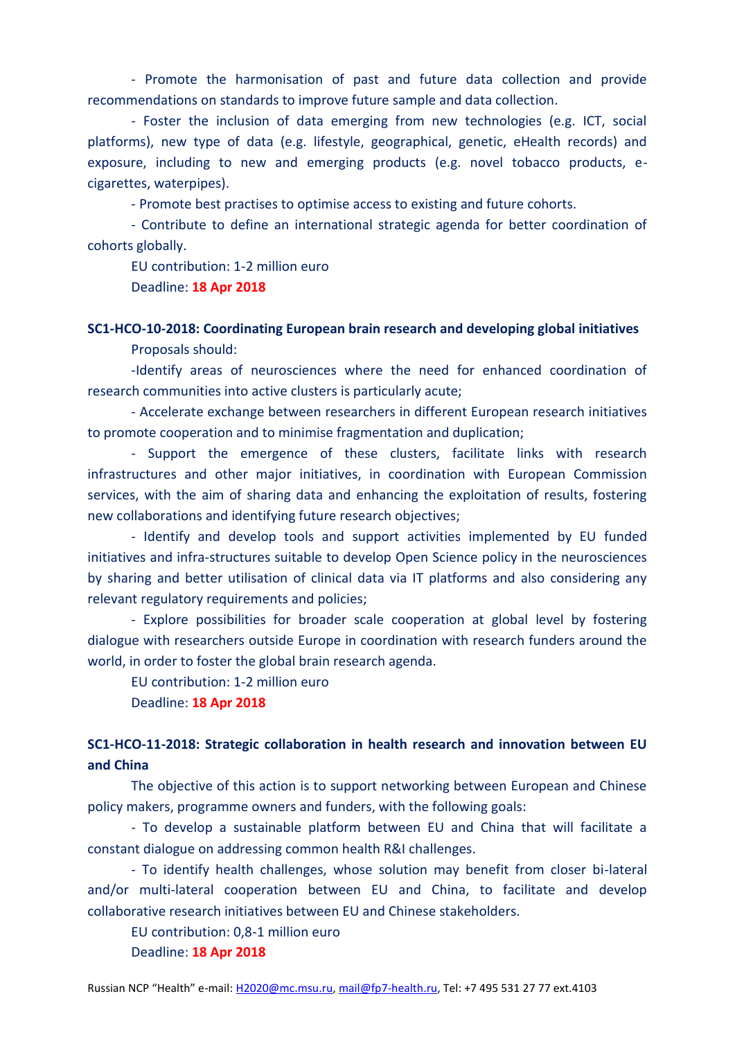- Promote the harmonisation of past and future data collection and provide recommendations on standards to improve future sample and data collection.

- Foster the inclusion of data emerging from new technologies (e.g. ICT, social platforms), new type of data (e.g. lifestyle, geographical, genetic, eHealth records) and exposure, including to new and emerging products (e.g. novel tobacco products, e-cigarettes, waterpipes).

- Promote best practises to optimise access to existing and future cohorts.

- Contribute to define an international strategic agenda for better coordination of cohorts globally.

EU contribution: 1-2 million euro

Deadline: **18 Apr 2018**

**SC1-HCO-10-2018: Coordinating European brain research and developing global initiatives**

Proposals should:

-Identify areas of neurosciences where the need for enhanced coordination of research communities into active clusters is particularly acute;

- Accelerate exchange between researchers in different European research initiatives to promote cooperation and to minimise fragmentation and duplication;

- Support the emergence of these clusters, facilitate links with research infrastructures and other major initiatives, in coordination with European Commission services, with the aim of sharing data and enhancing the exploitation of results, fostering new collaborations and identifying future research objectives;

- Identify and develop tools and support activities implemented by EU funded initiatives and infra-structures suitable to develop Open Science policy in the neurosciences by sharing and better utilisation of clinical data via IT platforms and also considering any relevant regulatory requirements and policies;

- Explore possibilities for broader scale cooperation at global level by fostering dialogue with researchers outside Europe in coordination with research funders around the world, in order to foster the global brain research agenda.

EU contribution: 1-2 million euro

Deadline: **18 Apr 2018**

**SC1-HCO-11-2018: Strategic collaboration in health research and innovation between EU and China**

The objective of this action is to support networking between European and Chinese policy makers, programme owners and funders, with the following goals:

- To develop a sustainable platform between EU and China that will facilitate a constant dialogue on addressing common health R&I challenges.

- To identify health challenges, whose solution may benefit from closer bi-lateral and/or multi-lateral cooperation between EU and China, to facilitate and develop collaborative research initiatives between EU and Chinese stakeholders.

EU contribution: 0,8-1 million euro

Deadline: **18 Apr 2018**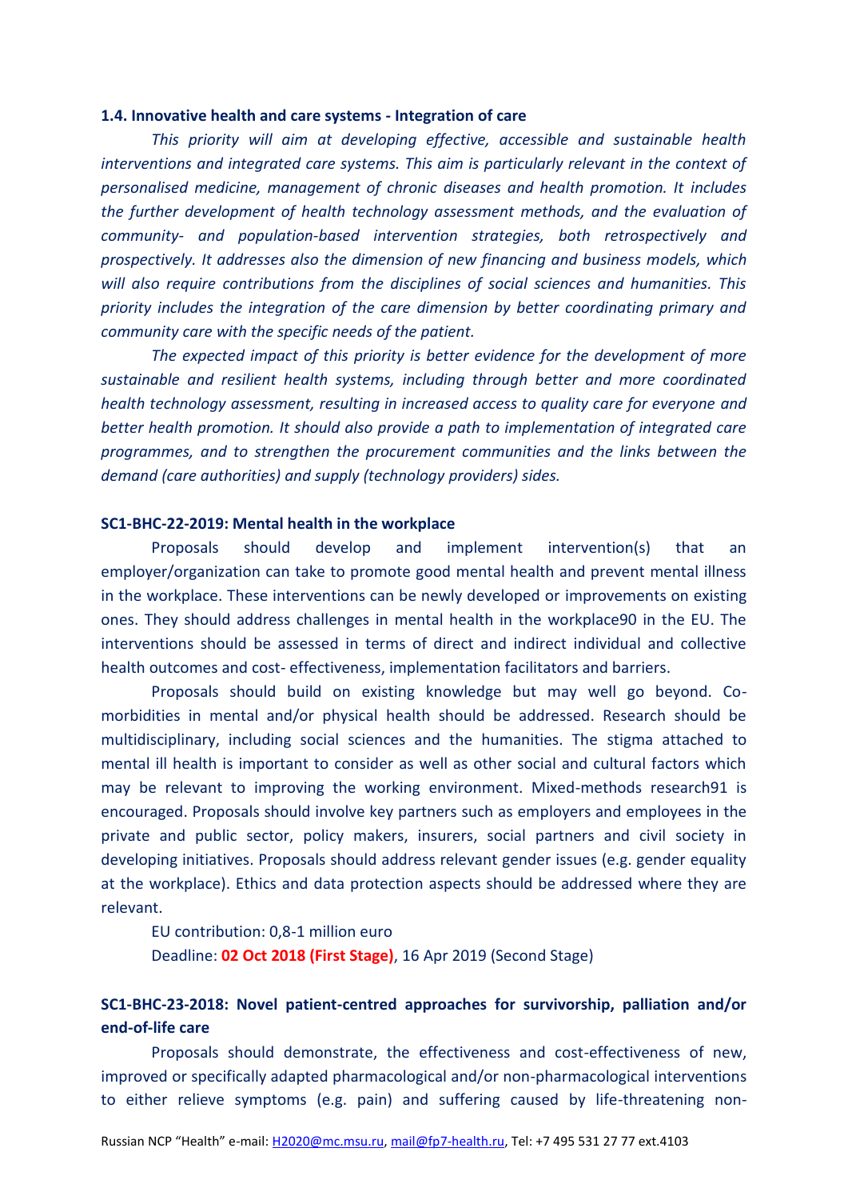**1.4. Innovative health and care systems - Integration of care**

*This priority will aim at developing effective, accessible and sustainable health interventions and integrated care systems. This aim is particularly relevant in the context of personalised medicine, management of chronic diseases and health promotion. It includes the further development of health technology assessment methods, and the evaluation of community- and population-based intervention strategies, both retrospectively and prospectively. It addresses also the dimension of new financing and business models, which will also require contributions from the disciplines of social sciences and humanities. This priority includes the integration of the care dimension by better coordinating primary and community care with the specific needs of the patient.*

*The expected impact of this priority is better evidence for the development of more sustainable and resilient health systems, including through better and more coordinated health technology assessment, resulting in increased access to quality care for everyone and better health promotion. It should also provide a path to implementation of integrated care programmes, and to strengthen the procurement communities and the links between the demand (care authorities) and supply (technology providers) sides.*

**SC1-BHC-22-2019: Mental health in the workplace**

Proposals should develop and implement intervention(s) that an employer/organization can take to promote good mental health and prevent mental illness in the workplace. These interventions can be newly developed or improvements on existing ones. They should address challenges in mental health in the workplace[90] in the EU. The interventions should be assessed in terms of direct and indirect individual and collective health outcomes and cost- effectiveness, implementation facilitators and barriers.

Proposals should build on existing knowledge but may well go beyond. Co-morbidities in mental and/or physical health should be addressed. Research should be multidisciplinary, including social sciences and the humanities. The stigma attached to mental ill health is important to consider as well as other social and cultural factors which may be relevant to improving the working environment. Mixed-methods research[91] is encouraged. Proposals should involve key partners such as employers and employees in the private and public sector, policy makers, insurers, social partners and civil society in developing initiatives. Proposals should address relevant gender issues (e.g. gender equality at the workplace). Ethics and data protection aspects should be addressed where they are relevant.

EU contribution: 0,8-1 million euro

Deadline: **02 Oct 2018 (First Stage)**, 16 Apr 2019 (Second Stage)

**SC1-BHC-23-2018: Novel patient-centred approaches for survivorship, palliation and/or end-of-life care**

Proposals should demonstrate, the effectiveness and cost-effectiveness of new, improved or specifically adapted pharmacological and/or non-pharmacological interventions to either relieve symptoms (e.g. pain) and suffering caused by life-threatening non-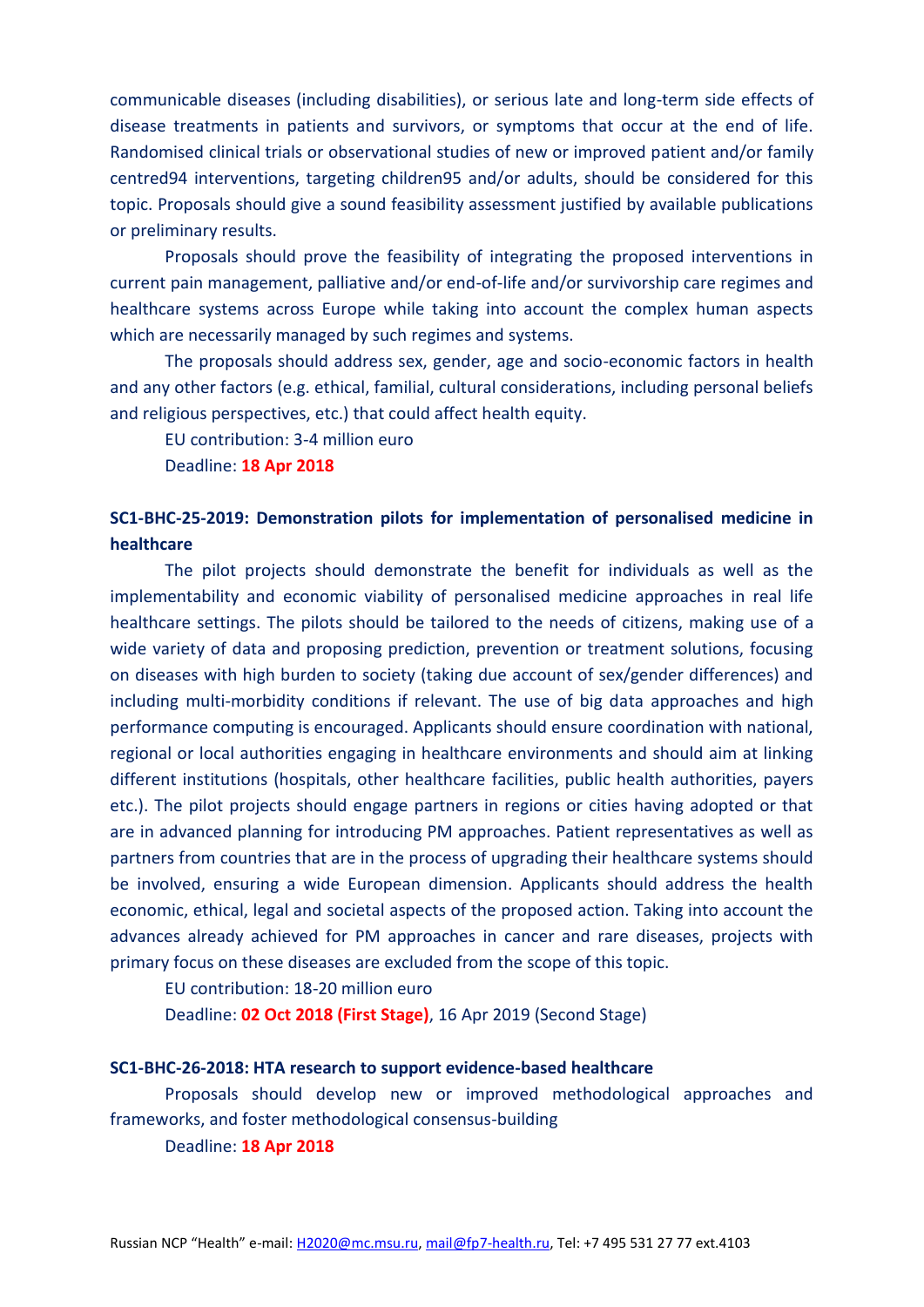communicable diseases (including disabilities), or serious late and long-term side effects of disease treatments in patients and survivors, or symptoms that occur at the end of life. Randomised clinical trials or observational studies of new or improved patient and/or family centred[94] interventions, targeting children[95] and/or adults, should be considered for this topic. Proposals should give a sound feasibility assessment justified by available publications or preliminary results.

Proposals should prove the feasibility of integrating the proposed interventions in current pain management, palliative and/or end-of-life and/or survivorship care regimes and healthcare systems across Europe while taking into account the complex human aspects which are necessarily managed by such regimes and systems.

The proposals should address sex, gender, age and socio-economic factors in health and any other factors (e.g. ethical, familial, cultural considerations, including personal beliefs and religious perspectives, etc.) that could affect health equity.

EU contribution: 3-4 million euro

Deadline: **18 Apr 2018**

**SC1-BHC-25-2019: Demonstration pilots for implementation of personalised medicine in healthcare**

The pilot projects should demonstrate the benefit for individuals as well as the implementability and economic viability of personalised medicine approaches in real life healthcare settings. The pilots should be tailored to the needs of citizens, making use of a wide variety of data and proposing prediction, prevention or treatment solutions, focusing on diseases with high burden to society (taking due account of sex/gender differences) and including multi-morbidity conditions if relevant. The use of big data approaches and high performance computing is encouraged. Applicants should ensure coordination with national, regional or local authorities engaging in healthcare environments and should aim at linking different institutions (hospitals, other healthcare facilities, public health authorities, payers etc.). The pilot projects should engage partners in regions or cities having adopted or that are in advanced planning for introducing PM approaches. Patient representatives as well as partners from countries that are in the process of upgrading their healthcare systems should be involved, ensuring a wide European dimension. Applicants should address the health economic, ethical, legal and societal aspects of the proposed action. Taking into account the advances already achieved for PM approaches in cancer and rare diseases, projects with primary focus on these diseases are excluded from the scope of this topic.

EU contribution: 18-20 million euro

Deadline: **02 Oct 2018 (First Stage)**, 16 Apr 2019 (Second Stage)

**SC1-BHC-26-2018: HTA research to support evidence-based healthcare**

Proposals should develop new or improved methodological approaches and frameworks, and foster methodological consensus-building

Deadline: **18 Apr 2018**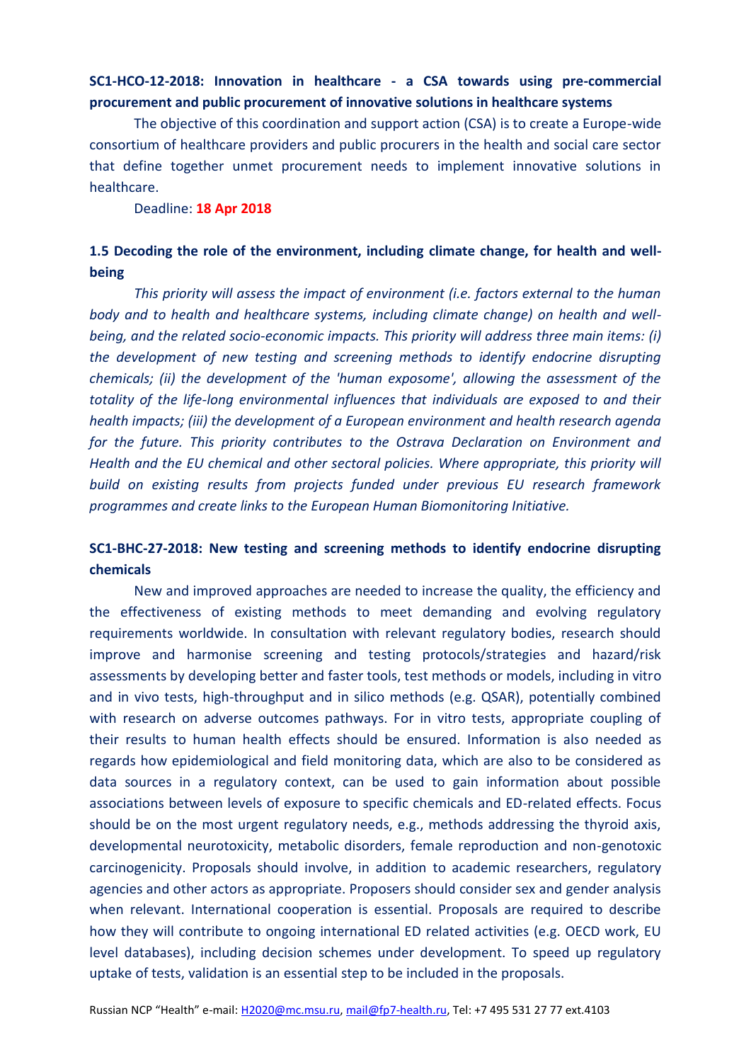**SC1-HCO-12-2018: Innovation in healthcare - a CSA towards using pre-commercial procurement and public procurement of innovative solutions in healthcare systems**

The objective of this coordination and support action (CSA) is to create a Europe-wide consortium of healthcare providers and public procurers in the health and social care sector that define together unmet procurement needs to implement innovative solutions in healthcare.

Deadline: **18 Apr 2018**

**1.5 Decoding the role of the environment, including climate change, for health and well-being**

*This priority will assess the impact of environment (i.e. factors external to the human body and to health and healthcare systems, including climate change) on health and well-being, and the related socio-economic impacts. This priority will address three main items: (i) the development of new testing and screening methods to identify endocrine disrupting chemicals; (ii) the development of the 'human exposome', allowing the assessment of the totality of the life-long environmental influences that individuals are exposed to and their health impacts; (iii) the development of a European environment and health research agenda for the future. This priority contributes to the Ostrava Declaration on Environment and Health and the EU chemical and other sectoral policies. Where appropriate, this priority will build on existing results from projects funded under previous EU research framework programmes and create links to the European Human Biomonitoring Initiative.*

**SC1-BHC-27-2018: New testing and screening methods to identify endocrine disrupting chemicals**

New and improved approaches are needed to increase the quality, the efficiency and the effectiveness of existing methods to meet demanding and evolving regulatory requirements worldwide. In consultation with relevant regulatory bodies, research should improve and harmonise screening and testing protocols/strategies and hazard/risk assessments by developing better and faster tools, test methods or models, including in vitro and in vivo tests, high-throughput and in silico methods (e.g. QSAR), potentially combined with research on adverse outcomes pathways. For in vitro tests, appropriate coupling of their results to human health effects should be ensured. Information is also needed as regards how epidemiological and field monitoring data, which are also to be considered as data sources in a regulatory context, can be used to gain information about possible associations between levels of exposure to specific chemicals and ED-related effects. Focus should be on the most urgent regulatory needs, e.g., methods addressing the thyroid axis, developmental neurotoxicity, metabolic disorders, female reproduction and non-genotoxic carcinogenicity. Proposals should involve, in addition to academic researchers, regulatory agencies and other actors as appropriate. Proposers should consider sex and gender analysis when relevant. International cooperation is essential. Proposals are required to describe how they will contribute to ongoing international ED related activities (e.g. OECD work, EU level databases), including decision schemes under development. To speed up regulatory uptake of tests, validation is an essential step to be included in the proposals.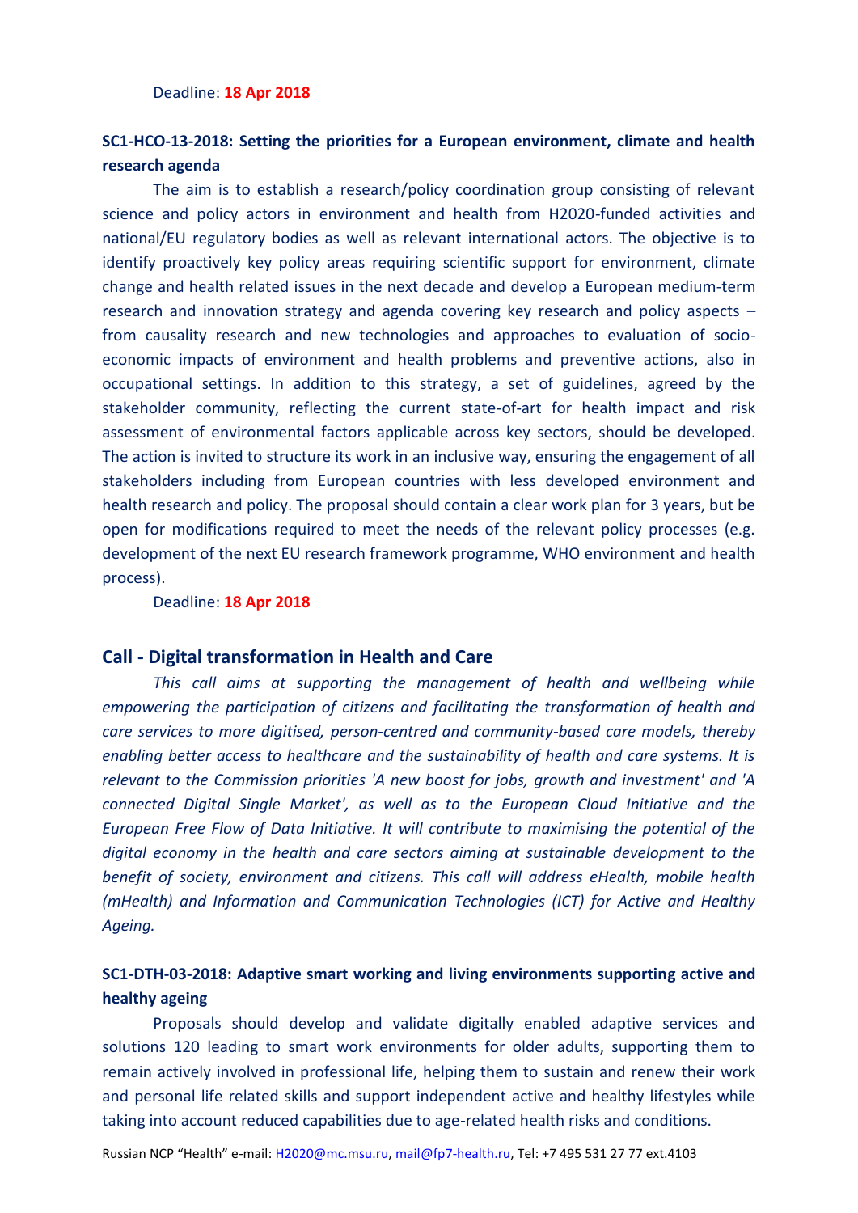Deadline: **18 Apr 2018**

### SC1-HCO-13-2018: Setting the priorities for a European environment, climate and health research agenda

The aim is to establish a research/policy coordination group consisting of relevant science and policy actors in environment and health from H2020-funded activities and national/EU regulatory bodies as well as relevant international actors. The objective is to identify proactively key policy areas requiring scientific support for environment, climate change and health related issues in the next decade and develop a European medium-term research and innovation strategy and agenda covering key research and policy aspects – from causality research and new technologies and approaches to evaluation of socio-economic impacts of environment and health problems and preventive actions, also in occupational settings. In addition to this strategy, a set of guidelines, agreed by the stakeholder community, reflecting the current state-of-art for health impact and risk assessment of environmental factors applicable across key sectors, should be developed. The action is invited to structure its work in an inclusive way, ensuring the engagement of all stakeholders including from European countries with less developed environment and health research and policy. The proposal should contain a clear work plan for 3 years, but be open for modifications required to meet the needs of the relevant policy processes (e.g. development of the next EU research framework programme, WHO environment and health process).

Deadline: **18 Apr 2018**

## Call - Digital transformation in Health and Care

*This call aims at supporting the management of health and wellbeing while empowering the participation of citizens and facilitating the transformation of health and care services to more digitised, person-centred and community-based care models, thereby enabling better access to healthcare and the sustainability of health and care systems. It is relevant to the Commission priorities 'A new boost for jobs, growth and investment' and 'A connected Digital Single Market', as well as to the European Cloud Initiative and the European Free Flow of Data Initiative. It will contribute to maximising the potential of the digital economy in the health and care sectors aiming at sustainable development to the benefit of society, environment and citizens. This call will address eHealth, mobile health (mHealth) and Information and Communication Technologies (ICT) for Active and Healthy Ageing.*

### SC1-DTH-03-2018: Adaptive smart working and living environments supporting active and healthy ageing

Proposals should develop and validate digitally enabled adaptive services and solutions 120 leading to smart work environments for older adults, supporting them to remain actively involved in professional life, helping them to sustain and renew their work and personal life related skills and support independent active and healthy lifestyles while taking into account reduced capabilities due to age-related health risks and conditions.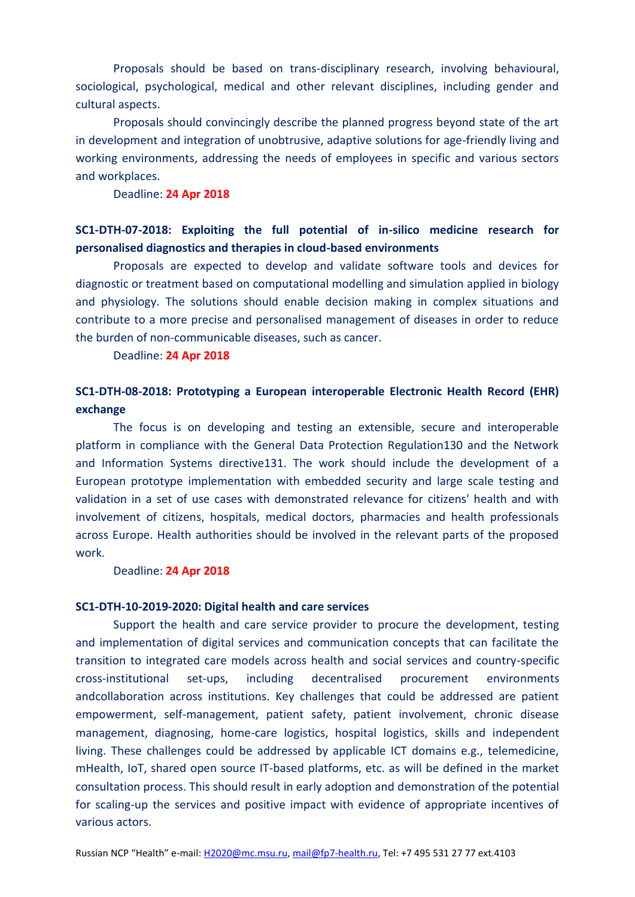Proposals should be based on trans-disciplinary research, involving behavioural, sociological, psychological, medical and other relevant disciplines, including gender and cultural aspects.

Proposals should convincingly describe the planned progress beyond state of the art in development and integration of unobtrusive, adaptive solutions for age-friendly living and working environments, addressing the needs of employees in specific and various sectors and workplaces.

Deadline: **24 Apr 2018**

**SC1-DTH-07-2018: Exploiting the full potential of in-silico medicine research for personalised diagnostics and therapies in cloud-based environments**

Proposals are expected to develop and validate software tools and devices for diagnostic or treatment based on computational modelling and simulation applied in biology and physiology. The solutions should enable decision making in complex situations and contribute to a more precise and personalised management of diseases in order to reduce the burden of non-communicable diseases, such as cancer.

Deadline: **24 Apr 2018**

**SC1-DTH-08-2018: Prototyping a European interoperable Electronic Health Record (EHR) exchange**

The focus is on developing and testing an extensible, secure and interoperable platform in compliance with the General Data Protection Regulation130 and the Network and Information Systems directive131. The work should include the development of a European prototype implementation with embedded security and large scale testing and validation in a set of use cases with demonstrated relevance for citizens' health and with involvement of citizens, hospitals, medical doctors, pharmacies and health professionals across Europe. Health authorities should be involved in the relevant parts of the proposed work.

Deadline: **24 Apr 2018**

**SC1-DTH-10-2019-2020: Digital health and care services**

Support the health and care service provider to procure the development, testing and implementation of digital services and communication concepts that can facilitate the transition to integrated care models across health and social services and country-specific cross-institutional set-ups, including decentralised procurement environments andcollaboration across institutions. Key challenges that could be addressed are patient empowerment, self-management, patient safety, patient involvement, chronic disease management, diagnosing, home-care logistics, hospital logistics, skills and independent living. These challenges could be addressed by applicable ICT domains e.g., telemedicine, mHealth, IoT, shared open source IT-based platforms, etc. as will be defined in the market consultation process. This should result in early adoption and demonstration of the potential for scaling-up the services and positive impact with evidence of appropriate incentives of various actors.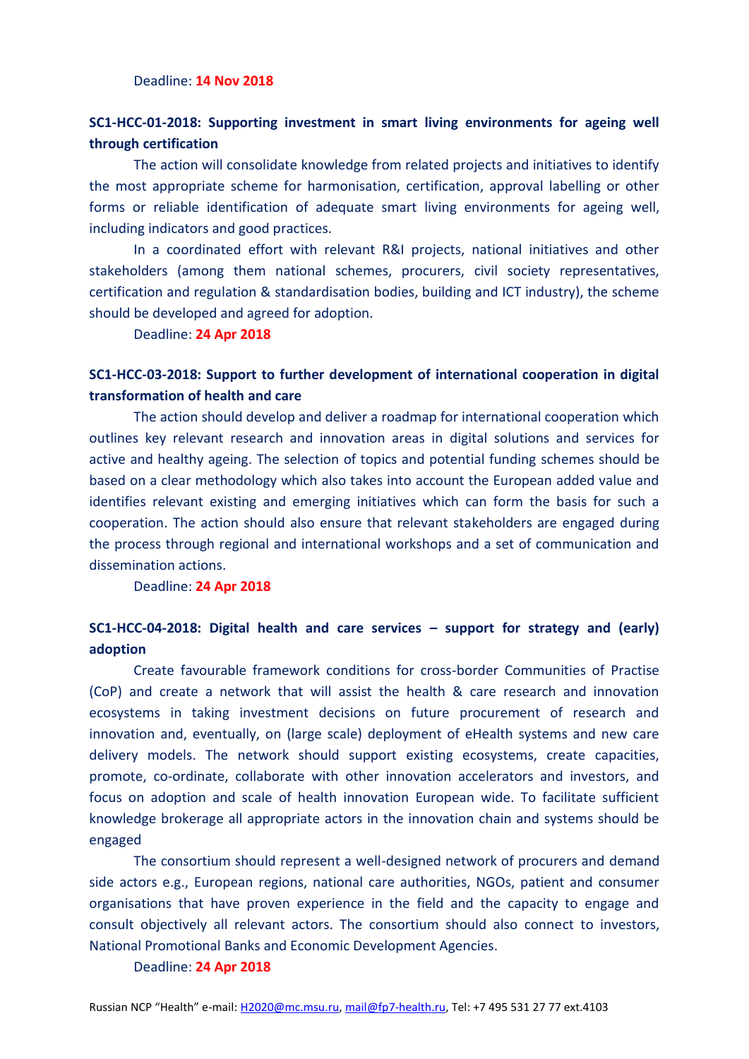Deadline: **14 Nov 2018**

**SC1-HCC-01-2018: Supporting investment in smart living environments for ageing well through certification**

The action will consolidate knowledge from related projects and initiatives to identify the most appropriate scheme for harmonisation, certification, approval labelling or other forms or reliable identification of adequate smart living environments for ageing well, including indicators and good practices.

In a coordinated effort with relevant R&I projects, national initiatives and other stakeholders (among them national schemes, procurers, civil society representatives, certification and regulation & standardisation bodies, building and ICT industry), the scheme should be developed and agreed for adoption.

Deadline: **24 Apr 2018**

**SC1-HCC-03-2018: Support to further development of international cooperation in digital transformation of health and care**

The action should develop and deliver a roadmap for international cooperation which outlines key relevant research and innovation areas in digital solutions and services for active and healthy ageing. The selection of topics and potential funding schemes should be based on a clear methodology which also takes into account the European added value and identifies relevant existing and emerging initiatives which can form the basis for such a cooperation. The action should also ensure that relevant stakeholders are engaged during the process through regional and international workshops and a set of communication and dissemination actions.

Deadline: **24 Apr 2018**

**SC1-HCC-04-2018: Digital health and care services – support for strategy and (early) adoption**

Create favourable framework conditions for cross-border Communities of Practise (CoP) and create a network that will assist the health & care research and innovation ecosystems in taking investment decisions on future procurement of research and innovation and, eventually, on (large scale) deployment of eHealth systems and new care delivery models. The network should support existing ecosystems, create capacities, promote, co-ordinate, collaborate with other innovation accelerators and investors, and focus on adoption and scale of health innovation European wide. To facilitate sufficient knowledge brokerage all appropriate actors in the innovation chain and systems should be engaged

The consortium should represent a well-designed network of procurers and demand side actors e.g., European regions, national care authorities, NGOs, patient and consumer organisations that have proven experience in the field and the capacity to engage and consult objectively all relevant actors. The consortium should also connect to investors, National Promotional Banks and Economic Development Agencies.

Deadline: **24 Apr 2018**

Russian NCP "Health" e-mail: H2020@mc.msu.ru, mail@fp7-health.ru, Tel: +7 495 531 27 77 ext.4103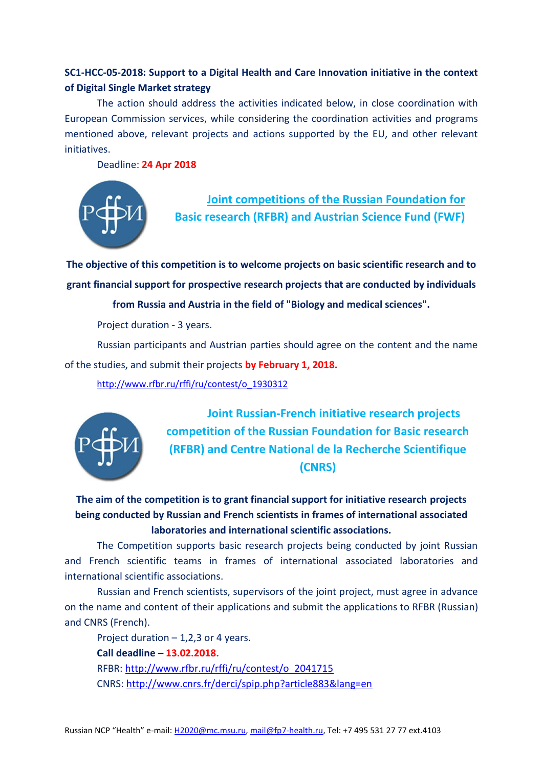**SC1-HCC-05-2018: Support to a Digital Health and Care Innovation initiative in the context of Digital Single Market strategy**

The action should address the activities indicated below, in close coordination with European Commission services, while considering the coordination activities and programs mentioned above, relevant projects and actions supported by the EU, and other relevant initiatives.

Deadline: **24 Apr 2018**

## Joint competitions of the Russian Foundation for Basic research (RFBR) and Austrian Science Fund (FWF)

**The objective of this competition is to welcome projects on basic scientific research and to grant financial support for prospective research projects that are conducted by individuals from Russia and Austria in the field of "Biology and medical sciences".**

Project duration - 3 years.

Russian participants and Austrian parties should agree on the content and the name of the studies, and submit their projects **by February 1, 2018.**

http://www.rfbr.ru/rffi/ru/contest/o_1930312

## Joint Russian-French initiative research projects competition of the Russian Foundation for Basic research (RFBR) and Centre National de la Recherche Scientifique (CNRS)

**The aim of the competition is to grant financial support for initiative research projects being conducted by Russian and French scientists in frames of international associated laboratories and international scientific associations.**

The Competition supports basic research projects being conducted by joint Russian and French scientific teams in frames of international associated laboratories and international scientific associations.

Russian and French scientists, supervisors of the joint project, must agree in advance on the name and content of their applications and submit the applications to RFBR (Russian) and CNRS (French).

Project duration – 1,2,3 or 4 years.

**Call deadline – 13.02.2018.**

RFBR: http://www.rfbr.ru/rffi/ru/contest/o_2041715

CNRS: http://www.cnrs.fr/derci/spip.php?article883&lang=en

Russian NCP "Health" e-mail: H2020@mc.msu.ru, mail@fp7-health.ru, Tel: +7 495 531 27 77 ext.4103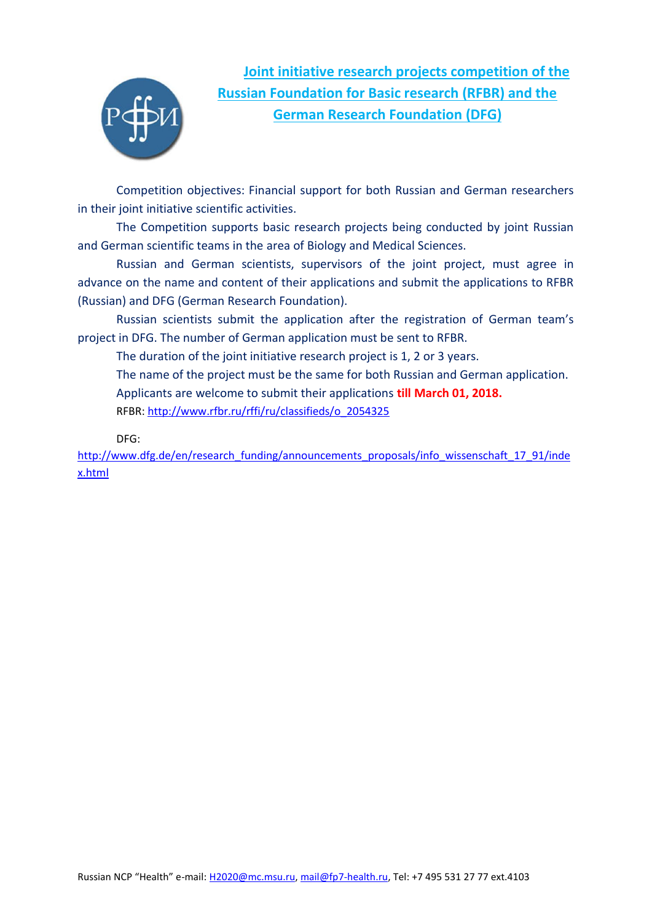## Joint initiative research projects competition of the Russian Foundation for Basic research (RFBR) and the German Research Foundation (DFG)

Competition objectives: Financial support for both Russian and German researchers in their joint initiative scientific activities.

The Competition supports basic research projects being conducted by joint Russian and German scientific teams in the area of Biology and Medical Sciences.

Russian and German scientists, supervisors of the joint project, must agree in advance on the name and content of their applications and submit the applications to RFBR (Russian) and DFG (German Research Foundation).

Russian scientists submit the application after the registration of German team's project in DFG. The number of German application must be sent to RFBR.

The duration of the joint initiative research project is 1, 2 or 3 years.

The name of the project must be the same for both Russian and German application.

Applicants are welcome to submit their applications **till March 01, 2018.**

RFBR: http://www.rfbr.ru/rffi/ru/classifieds/o_2054325

DFG:
http://www.dfg.de/en/research_funding/announcements_proposals/info_wissenschaft_17_91/index.html

Russian NCP "Health" e-mail: H2020@mc.msu.ru, mail@fp7-health.ru, Tel: +7 495 531 27 77 ext.4103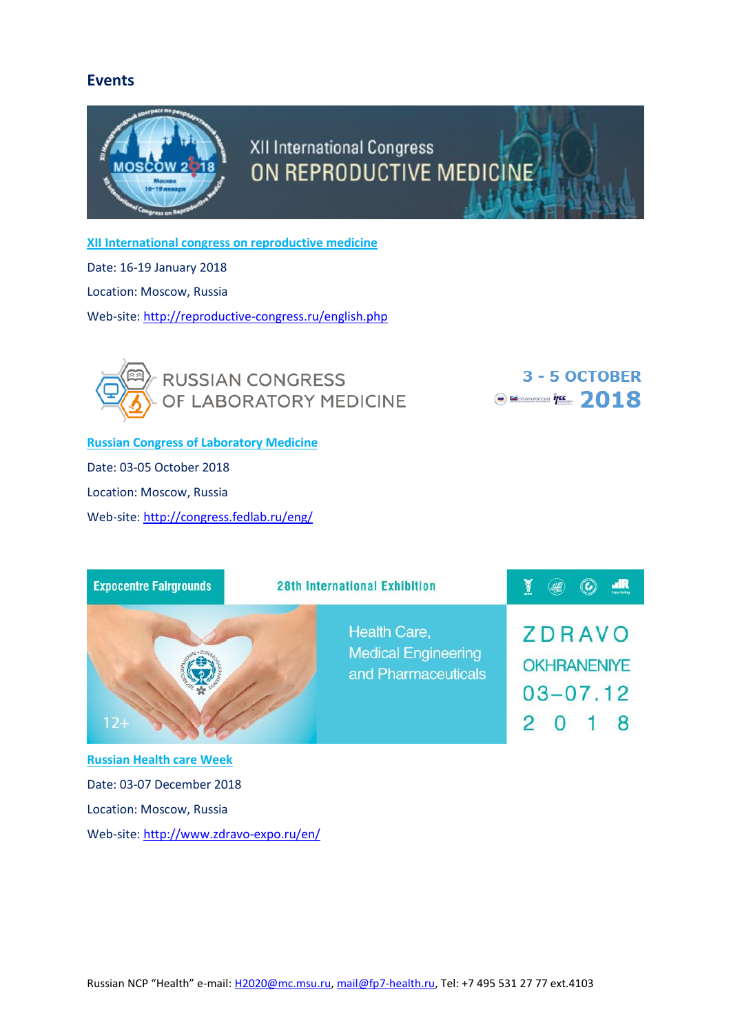## Events

[XII International congress on reproductive medicine](http://reproductive-congress.ru/english.php)

Date: 16-19 January 2018

Location: Moscow, Russia

Web-site: http://reproductive-congress.ru/english.php

[Russian Congress of Laboratory Medicine](http://congress.fedlab.ru/eng/)

Date: 03-05 October 2018

Location: Moscow, Russia

Web-site: http://congress.fedlab.ru/eng/

[Russian Health care Week](http://www.zdravo-expo.ru/en/)

Date: 03-07 December 2018

Location: Moscow, Russia

Web-site: http://www.zdravo-expo.ru/en/

Russian NCP "Health" e-mail: H2020@mc.msu.ru, mail@fp7-health.ru, Tel: +7 495 531 27 77 ext.4103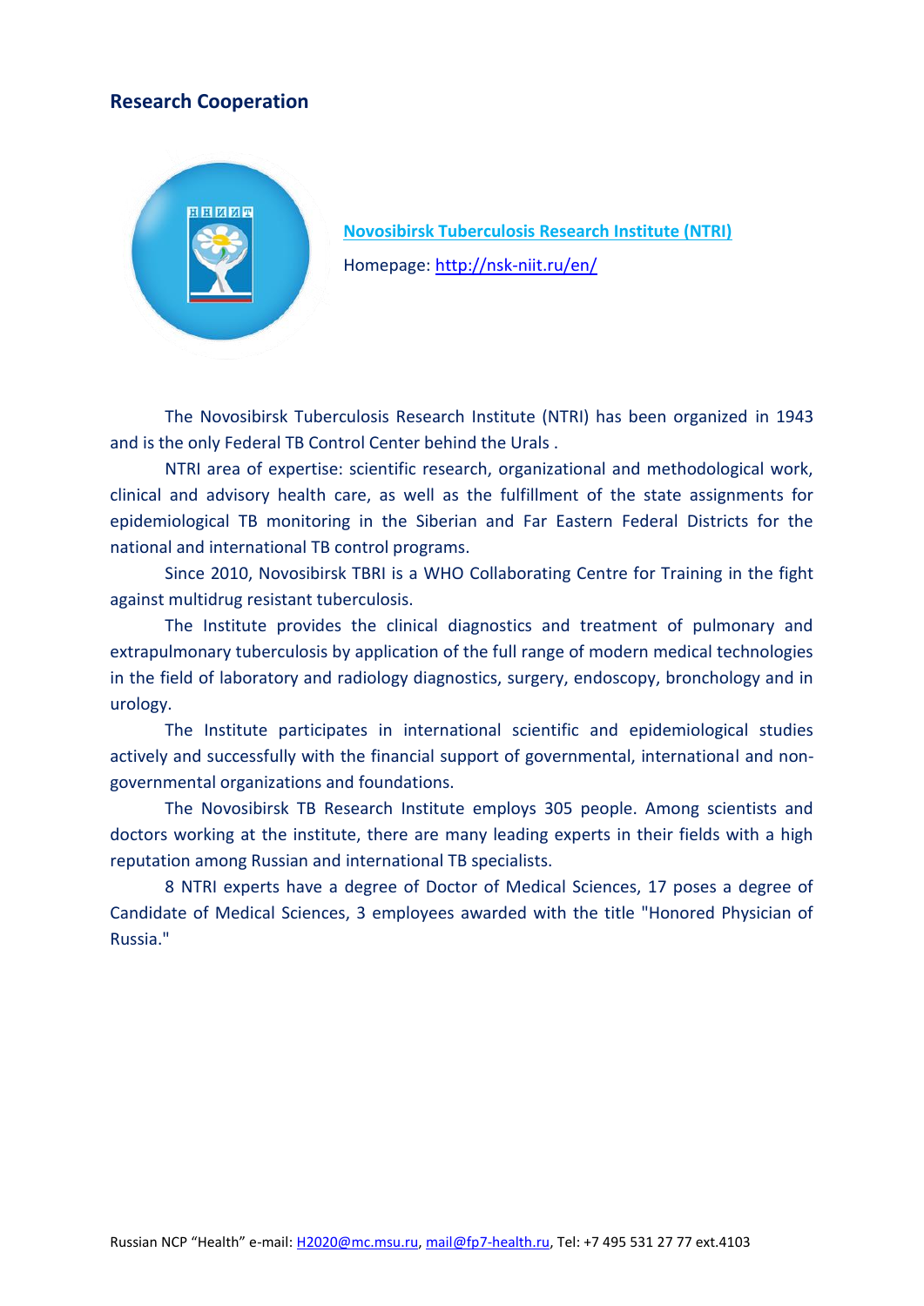## Research Cooperation

**Novosibirsk Tuberculosis Research Institute (NTRI)**

Homepage: http://nsk-niit.ru/en/

The Novosibirsk Tuberculosis Research Institute (NTRI) has been organized in 1943 and is the only Federal TB Control Center behind the Urals .

NTRI area of expertise: scientific research, organizational and methodological work, clinical and advisory health care, as well as the fulfillment of the state assignments for epidemiological TB monitoring in the Siberian and Far Eastern Federal Districts for the national and international TB control programs.

Since 2010, Novosibirsk TBRI is a WHO Collaborating Centre for Training in the fight against multidrug resistant tuberculosis.

The Institute provides the clinical diagnostics and treatment of pulmonary and extrapulmonary tuberculosis by application of the full range of modern medical technologies in the field of laboratory and radiology diagnostics, surgery, endoscopy, bronchology and in urology.

The Institute participates in international scientific and epidemiological studies actively and successfully with the financial support of governmental, international and non-governmental organizations and foundations.

The Novosibirsk TB Research Institute employs 305 people. Among scientists and doctors working at the institute, there are many leading experts in their fields with a high reputation among Russian and international TB specialists.

8 NTRI experts have a degree of Doctor of Medical Sciences, 17 poses a degree of Candidate of Medical Sciences, 3 employees awarded with the title "Honored Physician of Russia."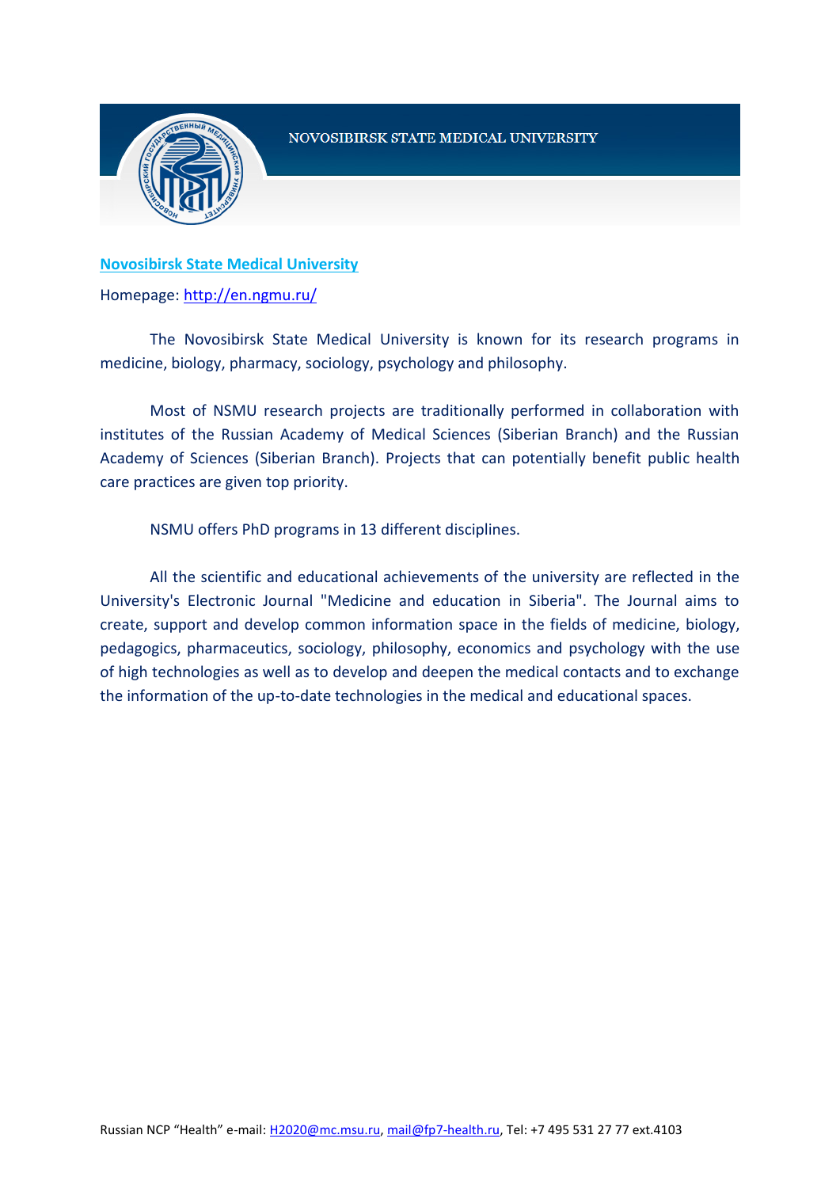NOVOSIBIRSK STATE MEDICAL UNIVERSITY

**Novosibirsk State Medical University**

Homepage: http://en.ngmu.ru/

The Novosibirsk State Medical University is known for its research programs in medicine, biology, pharmacy, sociology, psychology and philosophy.

Most of NSMU research projects are traditionally performed in collaboration with institutes of the Russian Academy of Medical Sciences (Siberian Branch) and the Russian Academy of Sciences (Siberian Branch). Projects that can potentially benefit public health care practices are given top priority.

NSMU offers PhD programs in 13 different disciplines.

All the scientific and educational achievements of the university are reflected in the University's Electronic Journal "Medicine and education in Siberia". The Journal aims to create, support and develop common information space in the fields of medicine, biology, pedagogics, pharmaceutics, sociology, philosophy, economics and psychology with the use of high technologies as well as to develop and deepen the medical contacts and to exchange the information of the up-to-date technologies in the medical and educational spaces.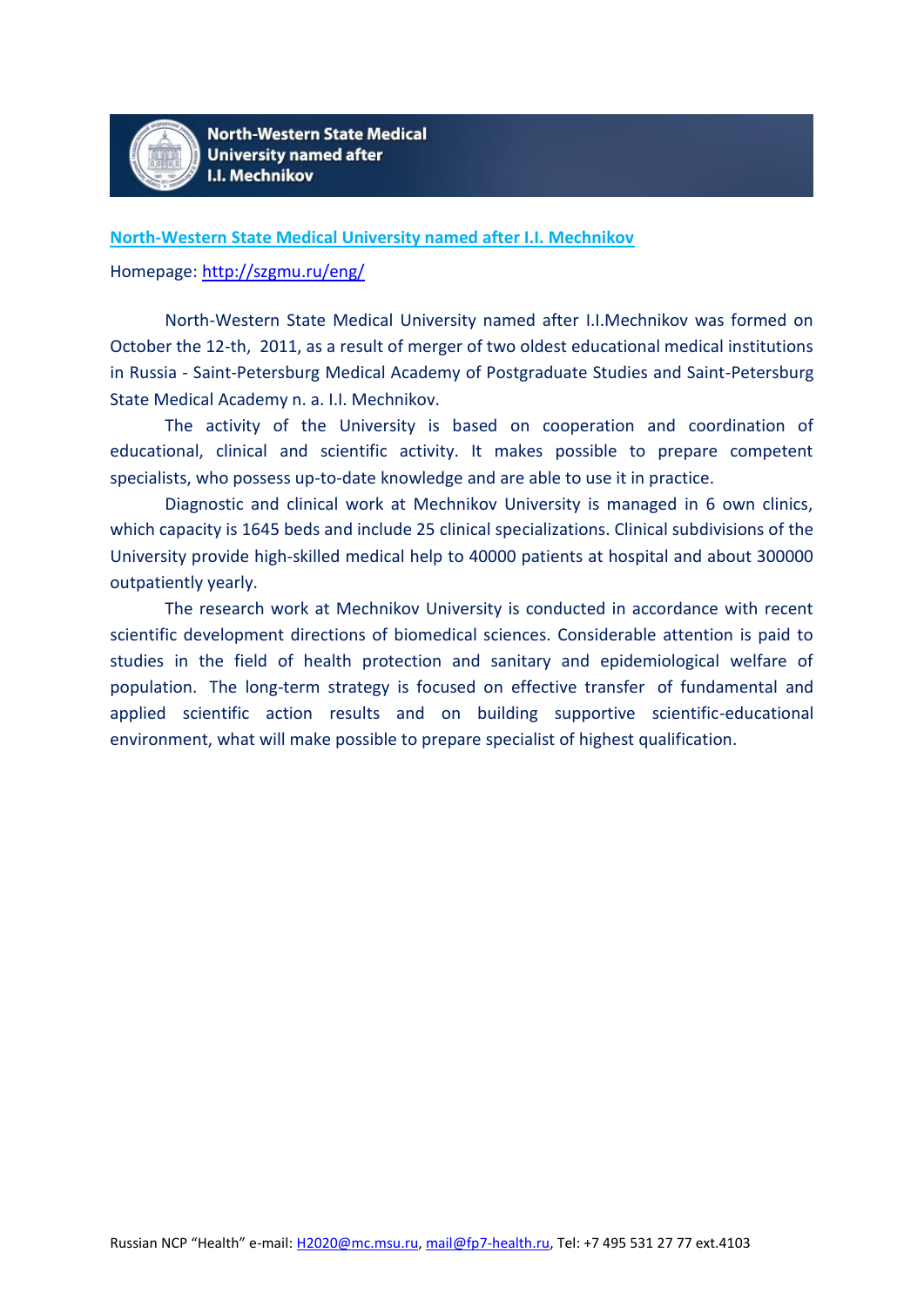**North-Western State Medical University named after I.I. Mechnikov**

[North-Western State Medical University named after I.I. Mechnikov](http://szgmu.ru/eng/)

Homepage: http://szgmu.ru/eng/

North-Western State Medical University named after I.I.Mechnikov was formed on October the 12-th, 2011, as a result of merger of two oldest educational medical institutions in Russia - Saint-Petersburg Medical Academy of Postgraduate Studies and Saint-Petersburg State Medical Academy n. a. I.I. Mechnikov.

The activity of the University is based on cooperation and coordination of educational, clinical and scientific activity. It makes possible to prepare competent specialists, who possess up-to-date knowledge and are able to use it in practice.

Diagnostic and clinical work at Mechnikov University is managed in 6 own clinics, which capacity is 1645 beds and include 25 clinical specializations. Clinical subdivisions of the University provide high-skilled medical help to 40000 patients at hospital and about 300000 outpatiently yearly.

The research work at Mechnikov University is conducted in accordance with recent scientific development directions of biomedical sciences. Considerable attention is paid to studies in the field of health protection and sanitary and epidemiological welfare of population. The long-term strategy is focused on effective transfer of fundamental and applied scientific action results and on building supportive scientific-educational environment, what will make possible to prepare specialist of highest qualification.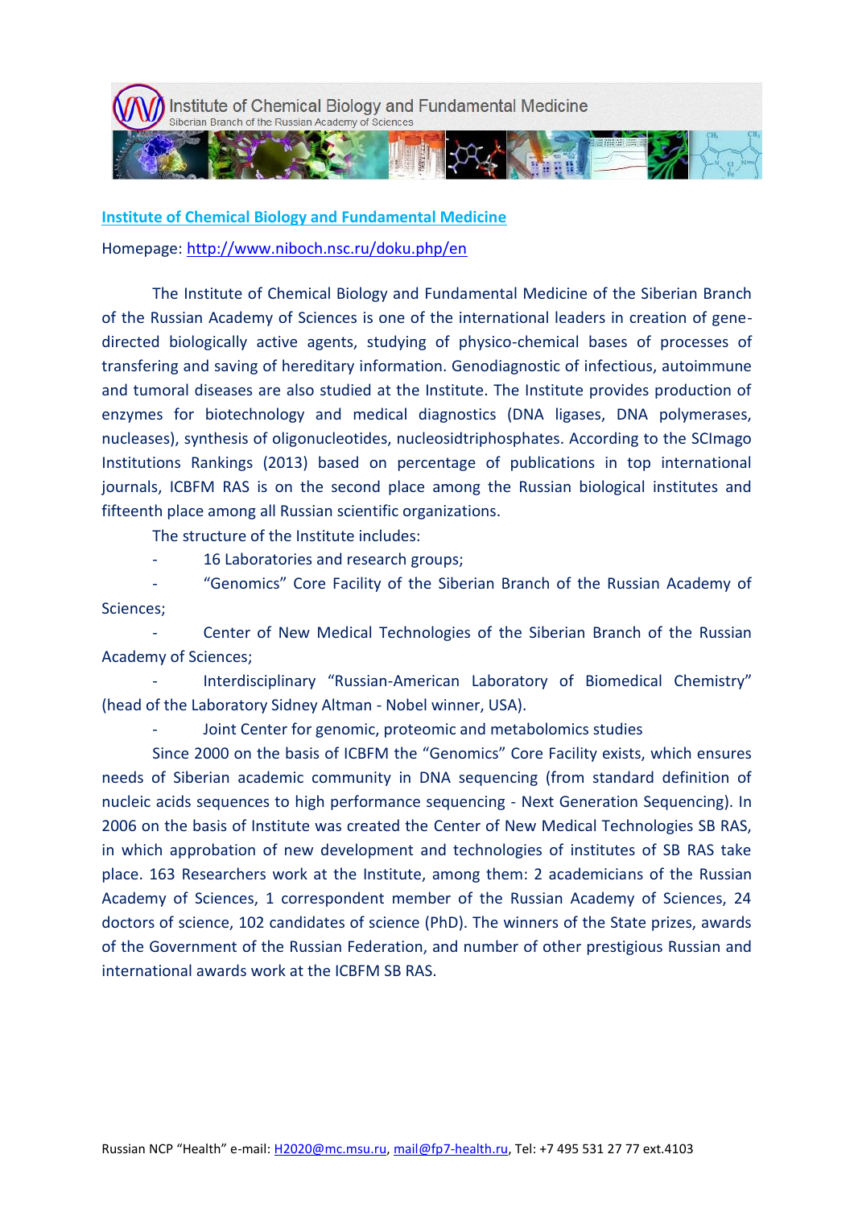## Institute of Chemical Biology and Fundamental Medicine

Homepage: http://www.niboch.nsc.ru/doku.php/en

The Institute of Chemical Biology and Fundamental Medicine of the Siberian Branch of the Russian Academy of Sciences is one of the international leaders in creation of gene-directed biologically active agents, studying of physico-chemical bases of processes of transfering and saving of hereditary information. Genodiagnostic of infectious, autoimmune and tumoral diseases are also studied at the Institute. The Institute provides production of enzymes for biotechnology and medical diagnostics (DNA ligases, DNA polymerases, nucleases), synthesis of oligonucleotides, nucleosidtriphosphates. According to the SCImago Institutions Rankings (2013) based on percentage of publications in top international journals, ICBFM RAS is on the second place among the Russian biological institutes and fifteenth place among all Russian scientific organizations.

The structure of the Institute includes:

- 16 Laboratories and research groups;
- "Genomics" Core Facility of the Siberian Branch of the Russian Academy of Sciences;
- Center of New Medical Technologies of the Siberian Branch of the Russian Academy of Sciences;
- Interdisciplinary "Russian-American Laboratory of Biomedical Chemistry" (head of the Laboratory Sidney Altman - Nobel winner, USA).
- Joint Center for genomic, proteomic and metabolomics studies

Since 2000 on the basis of ICBFM the "Genomics" Core Facility exists, which ensures needs of Siberian academic community in DNA sequencing (from standard definition of nucleic acids sequences to high performance sequencing - Next Generation Sequencing). In 2006 on the basis of Institute was created the Center of New Medical Technologies SB RAS, in which approbation of new development and technologies of institutes of SB RAS take place. 163 Researchers work at the Institute, among them: 2 academicians of the Russian Academy of Sciences, 1 correspondent member of the Russian Academy of Sciences, 24 doctors of science, 102 candidates of science (PhD). The winners of the State prizes, awards of the Government of the Russian Federation, and number of other prestigious Russian and international awards work at the ICBFM SB RAS.